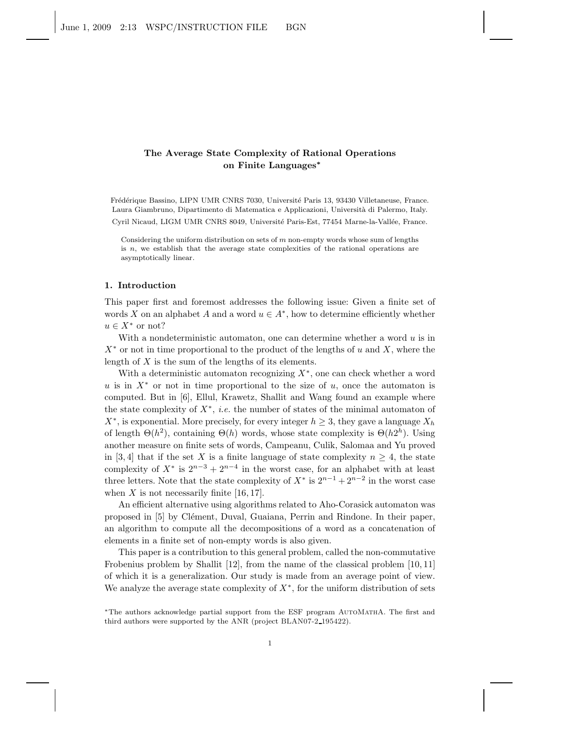# The Average State Complexity of Rational Operations on Finite Languages*

Frédérique Bassino, LIPN UMR CNRS 7030, Université Paris 13, 93430 Villetaneuse, France.
Laura Giambruno, Dipartimento di Matematica e Applicazioni, Università di Palermo, Italy.
Cyril Nicaud, LIGM UMR CNRS 8049, Université Paris-Est, 77454 Marne-la-Vallée, France.

Considering the uniform distribution on sets of $m$ non-empty words whose sum of lengths is $n$, we establish that the average state complexities of the rational operations are asymptotically linear.

## 1. Introduction

This paper first and foremost addresses the following issue: Given a finite set of words $X$ on an alphabet $A$ and a word $u \in A^*$, how to determine efficiently whether $u \in X^*$ or not?

With a nondeterministic automaton, one can determine whether a word $u$ is in $X^*$ or not in time proportional to the product of the lengths of $u$ and $X$, where the length of $X$ is the sum of the lengths of its elements.

With a deterministic automaton recognizing $X^*$, one can check whether a word $u$ is in $X^*$ or not in time proportional to the size of $u$, once the automaton is computed. But in [6], Ellul, Krawetz, Shallit and Wang found an example where the state complexity of $X^*$, *i.e.* the number of states of the minimal automaton of $X^*$, is exponential. More precisely, for every integer $h \geq 3$, they gave a language $X_h$ of length $\Theta(h^2)$, containing $\Theta(h)$ words, whose state complexity is $\Theta(h2^h)$. Using another measure on finite sets of words, Campeanu, Culik, Salomaa and Yu proved in [3, 4] that if the set $X$ is a finite language of state complexity $n \geq 4$, the state complexity of $X^*$ is $2^{n-3} + 2^{n-4}$ in the worst case, for an alphabet with at least three letters. Note that the state complexity of $X^*$ is $2^{n-1} + 2^{n-2}$ in the worst case when $X$ is not necessarily finite [16, 17].

An efficient alternative using algorithms related to Aho-Corasick automaton was proposed in [5] by Clément, Duval, Guaiana, Perrin and Rindone. In their paper, an algorithm to compute all the decompositions of a word as a concatenation of elements in a finite set of non-empty words is also given.

This paper is a contribution to this general problem, called the non-commutative Frobenius problem by Shallit [12], from the name of the classical problem [10, 11] of which it is a generalization. Our study is made from an average point of view. We analyze the average state complexity of $X^*$, for the uniform distribution of sets

*The authors acknowledge partial support from the ESF program AutoMathA. The first and third authors were supported by the ANR (project BLAN07-2_195422).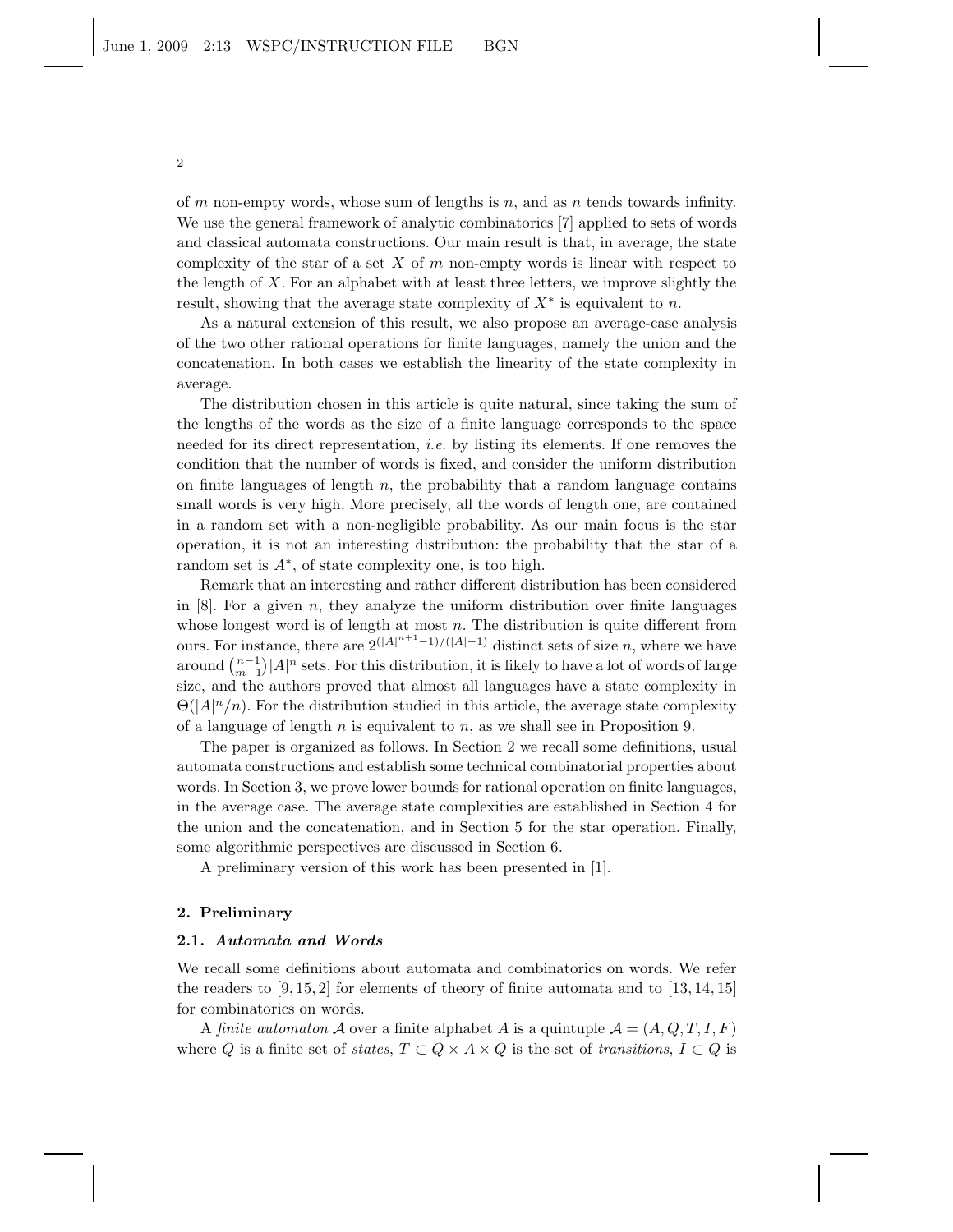of $m$ non-empty words, whose sum of lengths is $n$, and as $n$ tends towards infinity. We use the general framework of analytic combinatorics [7] applied to sets of words and classical automata constructions. Our main result is that, in average, the state complexity of the star of a set $X$ of $m$ non-empty words is linear with respect to the length of $X$. For an alphabet with at least three letters, we improve slightly the result, showing that the average state complexity of $X^*$ is equivalent to $n$.

As a natural extension of this result, we also propose an average-case analysis of the two other rational operations for finite languages, namely the union and the concatenation. In both cases we establish the linearity of the state complexity in average.

The distribution chosen in this article is quite natural, since taking the sum of the lengths of the words as the size of a finite language corresponds to the space needed for its direct representation, *i.e.* by listing its elements. If one removes the condition that the number of words is fixed, and consider the uniform distribution on finite languages of length $n$, the probability that a random language contains small words is very high. More precisely, all the words of length one, are contained in a random set with a non-negligible probability. As our main focus is the star operation, it is not an interesting distribution: the probability that the star of a random set is $A^*$, of state complexity one, is too high.

Remark that an interesting and rather different distribution has been considered in [8]. For a given $n$, they analyze the uniform distribution over finite languages whose longest word is of length at most $n$. The distribution is quite different from ours. For instance, there are $2^{(|A|^{n+1}-1)/(|A|-1)}$ distinct sets of size $n$, where we have around $\binom{n-1}{m-1}|A|^n$ sets. For this distribution, it is likely to have a lot of words of large size, and the authors proved that almost all languages have a state complexity in $\Theta(|A|^n/n)$. For the distribution studied in this article, the average state complexity of a language of length $n$ is equivalent to $n$, as we shall see in Proposition 9.

The paper is organized as follows. In Section 2 we recall some definitions, usual automata constructions and establish some technical combinatorial properties about words. In Section 3, we prove lower bounds for rational operation on finite languages, in the average case. The average state complexities are established in Section 4 for the union and the concatenation, and in Section 5 for the star operation. Finally, some algorithmic perspectives are discussed in Section 6.

A preliminary version of this work has been presented in [1].

## 2. Preliminary

### 2.1. *Automata and Words*

We recall some definitions about automata and combinatorics on words. We refer the readers to [9, 15, 2] for elements of theory of finite automata and to [13, 14, 15] for combinatorics on words.

A *finite automaton* $\mathcal{A}$ over a finite alphabet $A$ is a quintuple $\mathcal{A} = (A, Q, T, I, F)$ where $Q$ is a finite set of *states*, $T \subset Q \times A \times Q$ is the set of *transitions*, $I \subset Q$ is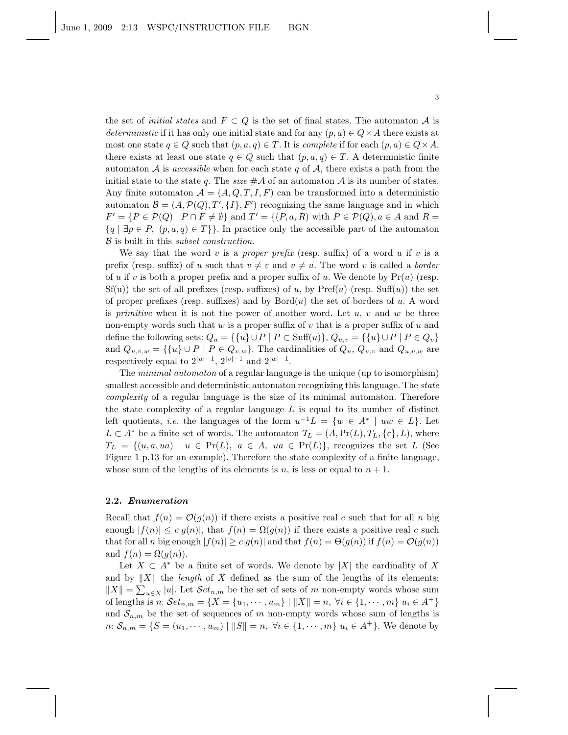the set of *initial states* and $F \subset Q$ is the set of final states. The automaton $\mathcal{A}$ is *deterministic* if it has only one initial state and for any $(p, a) \in Q \times A$ there exists at most one state $q \in Q$ such that $(p, a, q) \in T$. It is *complete* if for each $(p, a) \in Q \times A$, there exists at least one state $q \in Q$ such that $(p, a, q) \in T$. A deterministic finite automaton $\mathcal{A}$ is *accessible* when for each state $q$ of $\mathcal{A}$, there exists a path from the initial state to the state $q$. The *size* $\#\mathcal{A}$ of an automaton $\mathcal{A}$ is its number of states. Any finite automaton $\mathcal{A} = (A, Q, T, I, F)$ can be transformed into a deterministic automaton $\mathcal{B} = (A, \mathcal{P}(Q), T', \{I\}, F')$ recognizing the same language and in which $F' = \{P \in \mathcal{P}(Q) \mid P \cap F \neq \emptyset\}$ and $T' = \{(P, a, R)$ with $P \in \mathcal{P}(Q), a \in A$ and $R = \{q \mid \exists p \in P,\ (p, a, q) \in T\}\}$. In practice only the accessible part of the automaton $\mathcal{B}$ is built in this *subset construction*.

We say that the word $v$ is a *proper prefix* (resp. suffix) of a word $u$ if $v$ is a prefix (resp. suffix) of $u$ such that $v \neq \varepsilon$ and $v \neq u$. The word $v$ is called a *border* of $u$ if $v$ is both a proper prefix and a proper suffix of $u$. We denote by $\mathrm{Pr}(u)$ (resp. $\mathrm{Sf(u)}$) the set of all prefixes (resp. suffixes) of $u$, by $\mathrm{Pref}(u)$ (resp. $\mathrm{Suff}(u)$) the set of proper prefixes (resp. suffixes) and by $\mathrm{Bord}(u)$ the set of borders of $u$. A word is *primitive* when it is not the power of another word. Let $u$, $v$ and $w$ be three non-empty words such that $w$ is a proper suffix of $v$ that is a proper suffix of $u$ and define the following sets: $Q_u = \{\{u\} \cup P \mid P \subset \mathrm{Suff}(u)\}$, $Q_{u,v} = \{\{u\} \cup P \mid P \in Q_v\}$ and $Q_{u,v,w} = \{\{u\} \cup P \mid P \in Q_{v,w}\}$. The cardinalities of $Q_u$, $Q_{u,v}$ and $Q_{u,v,w}$ are respectively equal to $2^{|u|-1}$, $2^{|v|-1}$ and $2^{|w|-1}$.

The *minimal automaton* of a regular language is the unique (up to isomorphism) smallest accessible and deterministic automaton recognizing this language. The *state complexity* of a regular language is the size of its minimal automaton. Therefore the state complexity of a regular language $L$ is equal to its number of distinct left quotients, *i.e.* the languages of the form $u^{-1}L = \{w \in A^* \mid uw \in L\}$. Let $L \subset A^*$ be a finite set of words. The automaton $\mathcal{T}_L = (A, \mathrm{Pr}(L), T_L, \{\varepsilon\}, L)$, where $T_L = \{(u, a, ua) \mid u \in \mathrm{Pr}(L),\ a \in A,\ ua \in \mathrm{Pr}(L)\}$, recognizes the set $L$ (See Figure 1 p.13 for an example). Therefore the state complexity of a finite language, whose sum of the lengths of its elements is $n$, is less or equal to $n + 1$.

### 2.2. *Enumeration*

Recall that $f(n) = \mathcal{O}(g(n))$ if there exists a positive real $c$ such that for all $n$ big enough $|f(n)| \leq c|g(n)|$, that $f(n) = \Omega(g(n))$ if there exists a positive real $c$ such that for all $n$ big enough $|f(n)| \geq c|g(n)|$ and that $f(n) = \Theta(g(n))$ if $f(n) = \mathcal{O}(g(n))$ and $f(n) = \Omega(g(n))$.

Let $X \subset A^*$ be a finite set of words. We denote by $|X|$ the cardinality of $X$ and by $\|X\|$ the *length* of $X$ defined as the sum of the lengths of its elements: $\|X\| = \sum_{u \in X} |u|$. Let $\mathcal{S}et_{n,m}$ be the set of sets of $m$ non-empty words whose sum of lengths is $n$: $\mathcal{S}et_{n,m} = \{X = \{u_1, \cdots, u_m\} \mid \|X\| = n,\ \forall i \in \{1, \cdots, m\}\ u_i \in A^+\}$ and $\mathcal{S}_{n,m}$ be the set of sequences of $m$ non-empty words whose sum of lengths is $n$: $\mathcal{S}_{n,m} = \{S = (u_1, \cdots, u_m) \mid \|S\| = n,\ \forall i \in \{1, \cdots, m\}\ u_i \in A^+\}$. We denote by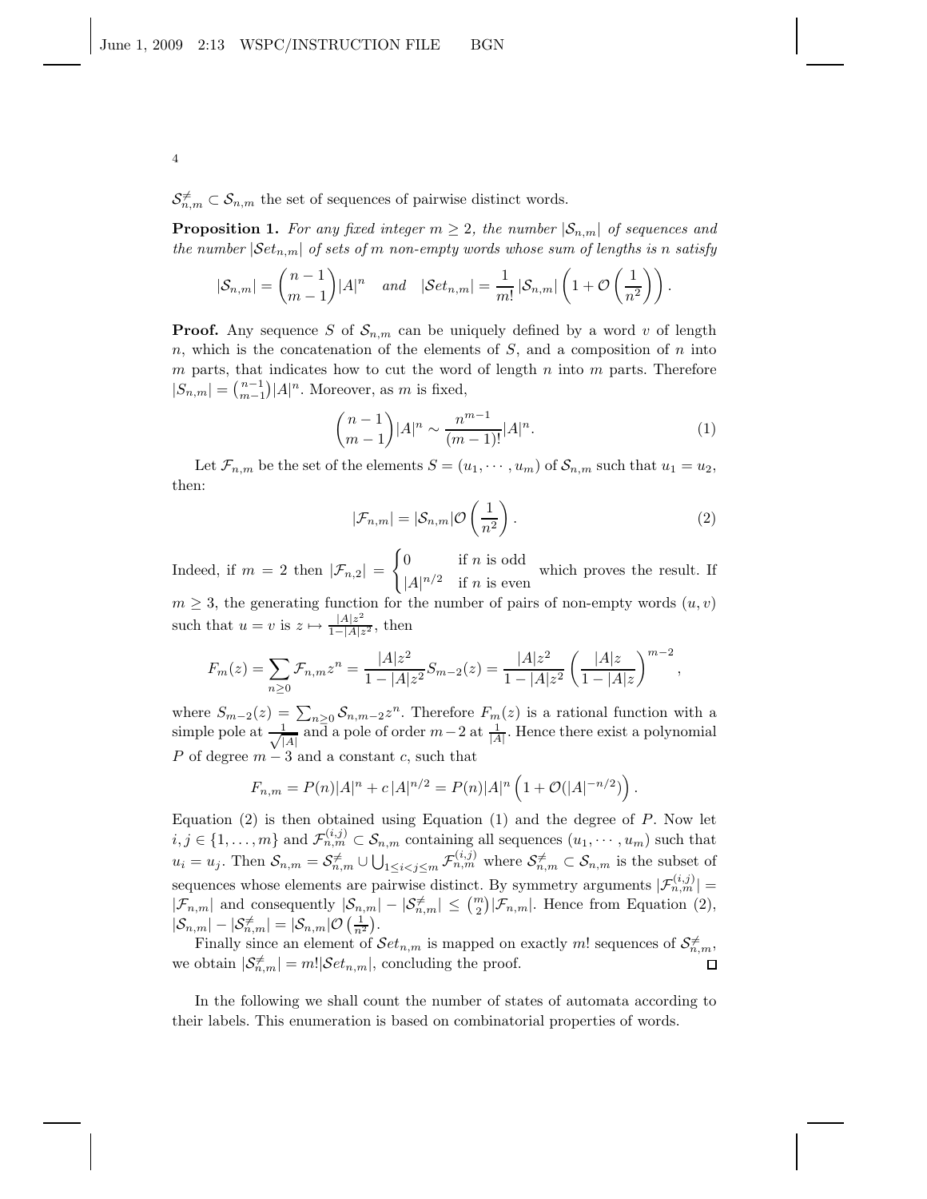$\mathcal{S}^{\neq}_{n,m} \subset \mathcal{S}_{n,m}$ the set of sequences of pairwise distinct words.

**Proposition 1.** *For any fixed integer $m \geq 2$, the number $|\mathcal{S}_{n,m}|$ of sequences and the number $|\mathcal{S}et_{n,m}|$ of sets of $m$ non-empty words whose sum of lengths is $n$ satisfy*

$$|\mathcal{S}_{n,m}| = \binom{n-1}{m-1}|A|^n \quad \textit{and} \quad |\mathcal{S}et_{n,m}| = \frac{1}{m!}\,|\mathcal{S}_{n,m}|\left(1 + \mathcal{O}\left(\frac{1}{n^2}\right)\right).$$

**Proof.** Any sequence $S$ of $\mathcal{S}_{n,m}$ can be uniquely defined by a word $v$ of length $n$, which is the concatenation of the elements of $S$, and a composition of $n$ into $m$ parts, that indicates how to cut the word of length $n$ into $m$ parts. Therefore $|S_{n,m}| = \binom{n-1}{m-1}|A|^n$. Moreover, as $m$ is fixed,

$$\binom{n-1}{m-1}|A|^n \sim \frac{n^{m-1}}{(m-1)!}|A|^n. \tag{1}$$

Let $\mathcal{F}_{n,m}$ be the set of the elements $S = (u_1, \cdots, u_m)$ of $\mathcal{S}_{n,m}$ such that $u_1 = u_2$, then:

$$|\mathcal{F}_{n,m}| = |\mathcal{S}_{n,m}|\mathcal{O}\left(\frac{1}{n^2}\right). \tag{2}$$

Indeed, if $m = 2$ then $|\mathcal{F}_{n,2}| = \begin{cases} 0 & \text{if } n \text{ is odd} \\ |A|^{n/2} & \text{if } n \text{ is even} \end{cases}$ which proves the result. If $m \geq 3$, the generating function for the number of pairs of non-empty words $(u, v)$ such that $u = v$ is $z \mapsto \frac{|A|z^2}{1-|A|z^2}$, then

$$F_m(z) = \sum_{n\geq 0} \mathcal{F}_{n,m} z^n = \frac{|A|z^2}{1-|A|z^2} S_{m-2}(z) = \frac{|A|z^2}{1-|A|z^2}\left(\frac{|A|z}{1-|A|z}\right)^{m-2},$$

where $S_{m-2}(z) = \sum_{n\geq 0} \mathcal{S}_{n,m-2} z^n$. Therefore $F_m(z)$ is a rational function with a simple pole at $\frac{1}{\sqrt{|A|}}$ and a pole of order $m-2$ at $\frac{1}{|A|}$. Hence there exist a polynomial $P$ of degree $m-3$ and a constant $c$, such that

$$F_{n,m} = P(n)|A|^n + c\,|A|^{n/2} = P(n)|A|^n\left(1 + \mathcal{O}(|A|^{-n/2})\right).$$

Equation (2) is then obtained using Equation (1) and the degree of $P$. Now let $i, j \in \{1, \ldots, m\}$ and $\mathcal{F}^{(i,j)}_{n,m} \subset \mathcal{S}_{n,m}$ containing all sequences $(u_1, \cdots, u_m)$ such that $u_i = u_j$. Then $\mathcal{S}_{n,m} = \mathcal{S}^{\neq}_{n,m} \cup \bigcup_{1\leq i<j\leq m} \mathcal{F}^{(i,j)}_{n,m}$ where $\mathcal{S}^{\neq}_{n,m} \subset \mathcal{S}_{n,m}$ is the subset of sequences whose elements are pairwise distinct. By symmetry arguments $|\mathcal{F}^{(i,j)}_{n,m}| = |\mathcal{F}_{n,m}|$ and consequently $|\mathcal{S}_{n,m}| - |\mathcal{S}^{\neq}_{n,m}| \leq \binom{m}{2}|\mathcal{F}_{n,m}|$. Hence from Equation (2), $|\mathcal{S}_{n,m}| - |\mathcal{S}^{\neq}_{n,m}| = |\mathcal{S}_{n,m}|\mathcal{O}\left(\frac{1}{n^2}\right)$.

Finally since an element of $\mathcal{S}et_{n,m}$ is mapped on exactly $m!$ sequences of $\mathcal{S}^{\neq}_{n,m}$, we obtain $|\mathcal{S}^{\neq}_{n,m}| = m!|\mathcal{S}et_{n,m}|$, concluding the proof. $\square$

In the following we shall count the number of states of automata according to their labels. This enumeration is based on combinatorial properties of words.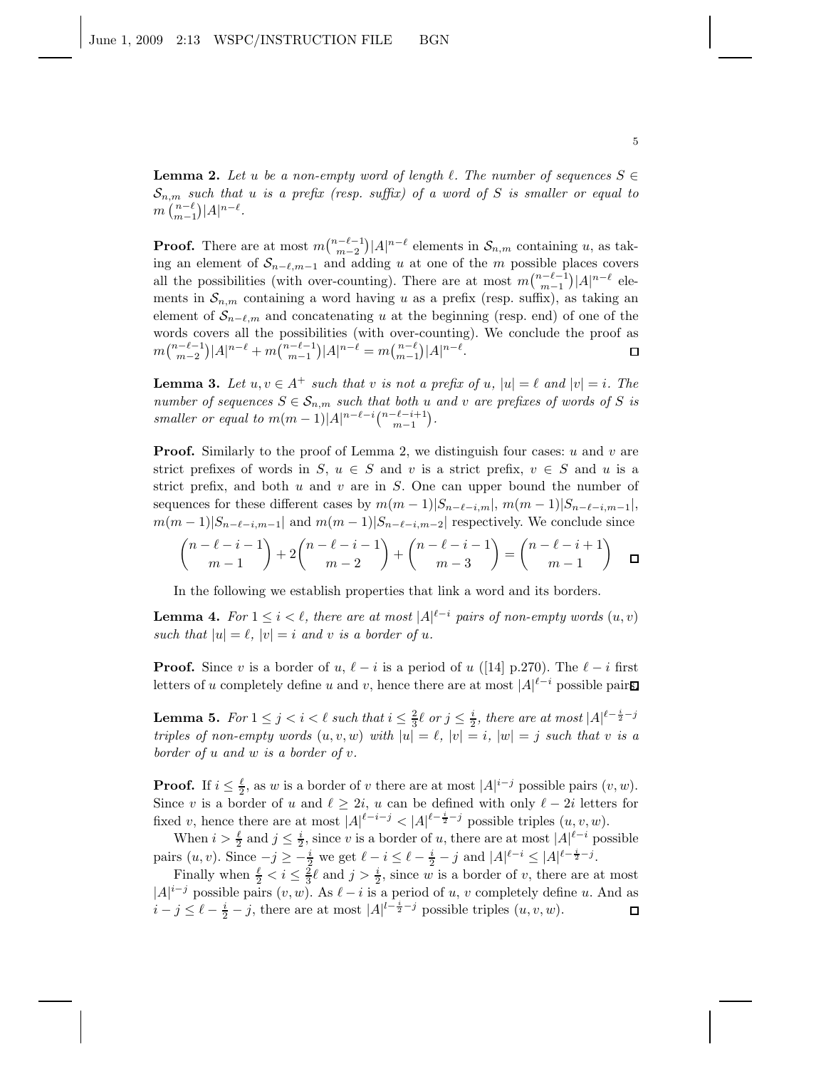**Lemma 2.** *Let $u$ be a non-empty word of length $\ell$. The number of sequences $S \in \mathcal{S}_{n,m}$ such that $u$ is a prefix (resp. suffix) of a word of $S$ is smaller or equal to $m\binom{n-\ell}{m-1}|A|^{n-\ell}$.*

**Proof.** There are at most $m\binom{n-\ell-1}{m-2}|A|^{n-\ell}$ elements in $\mathcal{S}_{n,m}$ containing $u$, as taking an element of $\mathcal{S}_{n-\ell,m-1}$ and adding $u$ at one of the $m$ possible places covers all the possibilities (with over-counting). There are at most $m\binom{n-\ell-1}{m-1}|A|^{n-\ell}$ elements in $\mathcal{S}_{n,m}$ containing a word having $u$ as a prefix (resp. suffix), as taking an element of $\mathcal{S}_{n-\ell,m}$ and concatenating $u$ at the beginning (resp. end) of one of the words covers all the possibilities (with over-counting). We conclude the proof as $m\binom{n-\ell-1}{m-2}|A|^{n-\ell} + m\binom{n-\ell-1}{m-1}|A|^{n-\ell} = m\binom{n-\ell}{m-1}|A|^{n-\ell}$. $\square$

**Lemma 3.** *Let $u, v \in A^+$ such that $v$ is not a prefix of $u$, $|u| = \ell$ and $|v| = i$. The number of sequences $S \in \mathcal{S}_{n,m}$ such that both $u$ and $v$ are prefixes of words of $S$ is smaller or equal to $m(m-1)|A|^{n-\ell-i}\binom{n-\ell-i+1}{m-1}$.*

**Proof.** Similarly to the proof of Lemma 2, we distinguish four cases: $u$ and $v$ are strict prefixes of words in $S$, $u \in S$ and $v$ is a strict prefix, $v \in S$ and $u$ is a strict prefix, and both $u$ and $v$ are in $S$. One can upper bound the number of sequences for these different cases by $m(m-1)|S_{n-\ell-i,m}|$, $m(m-1)|S_{n-\ell-i,m-1}|$, $m(m-1)|S_{n-\ell-i,m-1}|$ and $m(m-1)|S_{n-\ell-i,m-2}|$ respectively. We conclude since

$$\binom{n-\ell-i-1}{m-1} + 2\binom{n-\ell-i-1}{m-2} + \binom{n-\ell-i-1}{m-3} = \binom{n-\ell-i+1}{m-1} \quad \square$$

In the following we establish properties that link a word and its borders.

**Lemma 4.** *For $1 \le i < \ell$, there are at most $|A|^{\ell-i}$ pairs of non-empty words $(u, v)$ such that $|u| = \ell$, $|v| = i$ and $v$ is a border of $u$.*

**Proof.** Since $v$ is a border of $u$, $\ell - i$ is a period of $u$ ([14] p.270). The $\ell - i$ first letters of $u$ completely define $u$ and $v$, hence there are at most $|A|^{\ell-i}$ possible pairs. $\square$

**Lemma 5.** *For $1 \le j < i < \ell$ such that $i \le \frac{2}{3}\ell$ or $j \le \frac{i}{2}$, there are at most $|A|^{\ell-\frac{i}{2}-j}$ triples of non-empty words $(u, v, w)$ with $|u| = \ell$, $|v| = i$, $|w| = j$ such that $v$ is a border of $u$ and $w$ is a border of $v$.*

**Proof.** If $i \le \frac{\ell}{2}$, as $w$ is a border of $v$ there are at most $|A|^{i-j}$ possible pairs $(v, w)$. Since $v$ is a border of $u$ and $\ell \ge 2i$, $u$ can be defined with only $\ell - 2i$ letters for fixed $v$, hence there are at most $|A|^{\ell-i-j} < |A|^{\ell-\frac{i}{2}-j}$ possible triples $(u, v, w)$.

When $i > \frac{\ell}{2}$ and $j \le \frac{i}{2}$, since $v$ is a border of $u$, there are at most $|A|^{\ell-i}$ possible pairs $(u, v)$. Since $-j \ge -\frac{i}{2}$ we get $\ell - i \le \ell - \frac{i}{2} - j$ and $|A|^{\ell-i} \le |A|^{\ell-\frac{i}{2}-j}$.

Finally when $\frac{\ell}{2} < i \le \frac{2}{3}\ell$ and $j > \frac{i}{2}$, since $w$ is a border of $v$, there are at most $|A|^{i-j}$ possible pairs $(v, w)$. As $\ell - i$ is a period of $u$, $v$ completely define $u$. And as $i - j \le \ell - \frac{i}{2} - j$, there are at most $|A|^{l-\frac{i}{2}-j}$ possible triples $(u, v, w)$. $\square$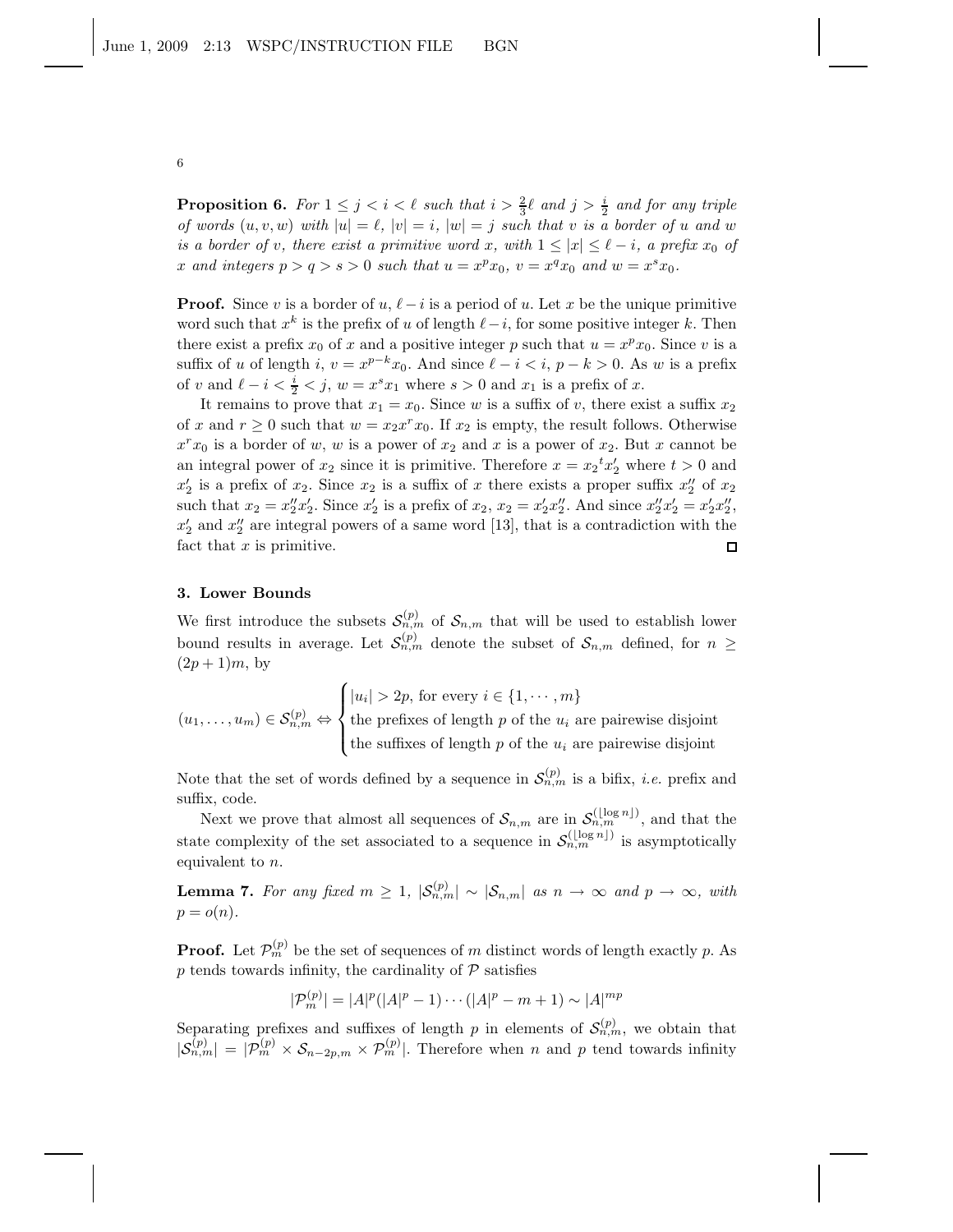**Proposition 6.** *For $1 \leq j < i < \ell$ such that $i > \frac{2}{3}\ell$ and $j > \frac{i}{2}$ and for any triple of words $(u, v, w)$ with $|u| = \ell$, $|v| = i$, $|w| = j$ such that $v$ is a border of $u$ and $w$ is a border of $v$, there exist a primitive word $x$, with $1 \leq |x| \leq \ell - i$, a prefix $x_0$ of $x$ and integers $p > q > s > 0$ such that $u = x^p x_0$, $v = x^q x_0$ and $w = x^s x_0$.*

**Proof.** Since $v$ is a border of $u$, $\ell - i$ is a period of $u$. Let $x$ be the unique primitive word such that $x^k$ is the prefix of $u$ of length $\ell - i$, for some positive integer $k$. Then there exist a prefix $x_0$ of $x$ and a positive integer $p$ such that $u = x^p x_0$. Since $v$ is a suffix of $u$ of length $i$, $v = x^{p-k} x_0$. And since $\ell - i < i$, $p - k > 0$. As $w$ is a prefix of $v$ and $\ell - i < \frac{i}{2} < j$, $w = x^s x_1$ where $s > 0$ and $x_1$ is a prefix of $x$.

It remains to prove that $x_1 = x_0$. Since $w$ is a suffix of $v$, there exist a suffix $x_2$ of $x$ and $r \geq 0$ such that $w = x_2 x^r x_0$. If $x_2$ is empty, the result follows. Otherwise $x^r x_0$ is a border of $w$, $w$ is a power of $x_2$ and $x$ is a power of $x_2$. But $x$ cannot be an integral power of $x_2$ since it is primitive. Therefore $x = {x_2}^t x_2'$ where $t > 0$ and $x_2'$ is a prefix of $x_2$. Since $x_2$ is a suffix of $x$ there exists a proper suffix $x_2''$ of $x_2$ such that $x_2 = x_2'' x_2'$. Since $x_2'$ is a prefix of $x_2$, $x_2 = x_2' x_2''$. And since $x_2'' x_2' = x_2' x_2''$, $x_2'$ and $x_2''$ are integral powers of a same word [13], that is a contradiction with the fact that $x$ is primitive. □

## 3. Lower Bounds

We first introduce the subsets $\mathcal{S}_{n,m}^{(p)}$ of $\mathcal{S}_{n,m}$ that will be used to establish lower bound results in average. Let $\mathcal{S}_{n,m}^{(p)}$ denote the subset of $\mathcal{S}_{n,m}$ defined, for $n \geq (2p+1)m$, by

$$(u_1, \ldots, u_m) \in \mathcal{S}_{n,m}^{(p)} \Leftrightarrow \begin{cases} |u_i| > 2p, \text{ for every } i \in \{1, \cdots, m\} \\ \text{the prefixes of length } p \text{ of the } u_i \text{ are pairewise disjoint} \\ \text{the suffixes of length } p \text{ of the } u_i \text{ are pairewise disjoint} \end{cases}$$

Note that the set of words defined by a sequence in $\mathcal{S}_{n,m}^{(p)}$ is a bifix, *i.e.* prefix and suffix, code.

Next we prove that almost all sequences of $\mathcal{S}_{n,m}$ are in $\mathcal{S}_{n,m}^{(\lfloor \log n \rfloor)}$, and that the state complexity of the set associated to a sequence in $\mathcal{S}_{n,m}^{(\lfloor \log n \rfloor)}$ is asymptotically equivalent to $n$.

**Lemma 7.** *For any fixed $m \geq 1$, $|\mathcal{S}_{n,m}^{(p)}| \sim |\mathcal{S}_{n,m}|$ as $n \to \infty$ and $p \to \infty$, with $p = o(n)$.*

**Proof.** Let $\mathcal{P}_m^{(p)}$ be the set of sequences of $m$ distinct words of length exactly $p$. As $p$ tends towards infinity, the cardinality of $\mathcal{P}$ satisfies

$$|\mathcal{P}_m^{(p)}| = |A|^p(|A|^p - 1) \cdots (|A|^p - m + 1) \sim |A|^{mp}$$

Separating prefixes and suffixes of length $p$ in elements of $\mathcal{S}_{n,m}^{(p)}$, we obtain that $|\mathcal{S}_{n,m}^{(p)}| = |\mathcal{P}_m^{(p)} \times \mathcal{S}_{n-2p,m} \times \mathcal{P}_m^{(p)}|$. Therefore when $n$ and $p$ tend towards infinity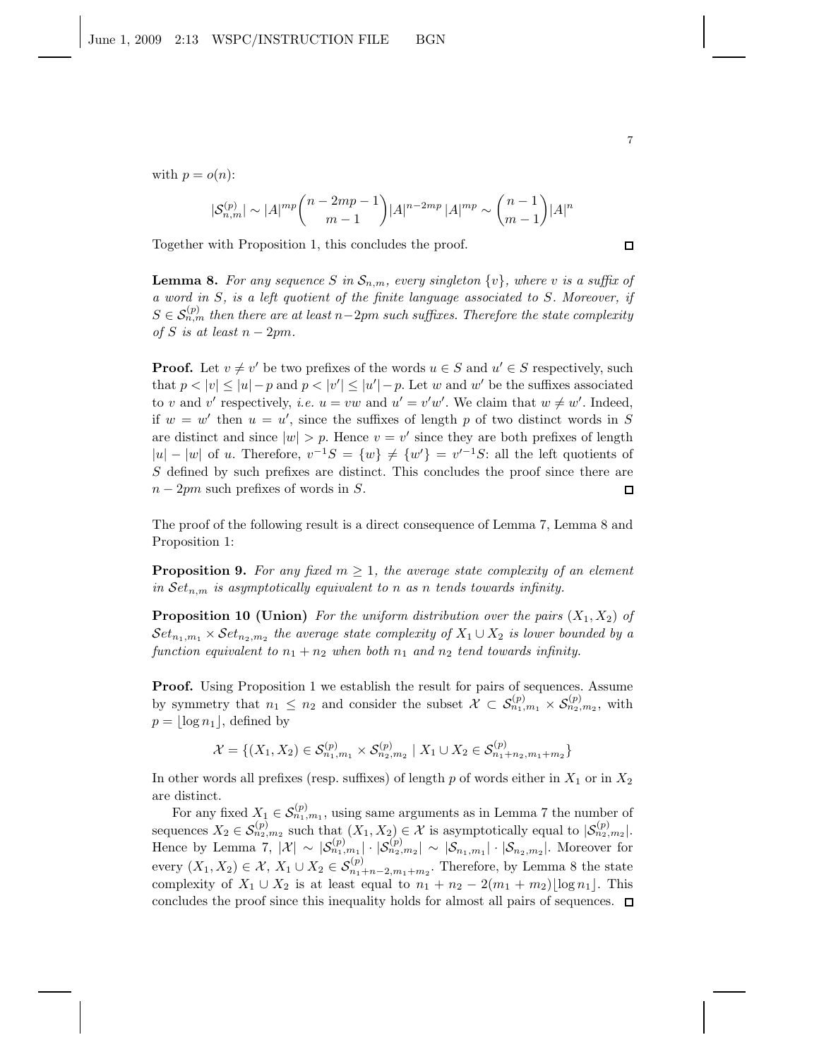with $p = o(n)$:

$$|\mathcal{S}^{(p)}_{n,m}| \sim |A|^{mp} \binom{n-2mp-1}{m-1} |A|^{n-2mp} \, |A|^{mp} \sim \binom{n-1}{m-1} |A|^n$$

Together with Proposition 1, this concludes the proof. $\square$

**Lemma 8.** *For any sequence $S$ in $\mathcal{S}_{n,m}$, every singleton $\{v\}$, where $v$ is a suffix of a word in $S$, is a left quotient of the finite language associated to $S$. Moreover, if $S \in \mathcal{S}^{(p)}_{n,m}$ then there are at least $n-2pm$ such suffixes. Therefore the state complexity of $S$ is at least $n - 2pm$.*

**Proof.** Let $v \neq v'$ be two prefixes of the words $u \in S$ and $u' \in S$ respectively, such that $p < |v| \leq |u| - p$ and $p < |v'| \leq |u'| - p$. Let $w$ and $w'$ be the suffixes associated to $v$ and $v'$ respectively, *i.e.* $u = vw$ and $u' = v'w'$. We claim that $w \neq w'$. Indeed, if $w = w'$ then $u = u'$, since the suffixes of length $p$ of two distinct words in $S$ are distinct and since $|w| > p$. Hence $v = v'$ since they are both prefixes of length $|u| - |w|$ of $u$. Therefore, $v^{-1}S = \{w\} \neq \{w'\} = v'^{-1}S$: all the left quotients of $S$ defined by such prefixes are distinct. This concludes the proof since there are $n - 2pm$ such prefixes of words in $S$. $\square$

The proof of the following result is a direct consequence of Lemma 7, Lemma 8 and Proposition 1:

**Proposition 9.** *For any fixed $m \geq 1$, the average state complexity of an element in $\mathcal{S}et_{n,m}$ is asymptotically equivalent to $n$ as $n$ tends towards infinity.*

**Proposition 10 (Union)** *For the uniform distribution over the pairs $(X_1, X_2)$ of $\mathcal{S}et_{n_1,m_1} \times \mathcal{S}et_{n_2,m_2}$ the average state complexity of $X_1 \cup X_2$ is lower bounded by a function equivalent to $n_1 + n_2$ when both $n_1$ and $n_2$ tend towards infinity.*

**Proof.** Using Proposition 1 we establish the result for pairs of sequences. Assume by symmetry that $n_1 \leq n_2$ and consider the subset $\mathcal{X} \subset \mathcal{S}^{(p)}_{n_1,m_1} \times \mathcal{S}^{(p)}_{n_2,m_2}$, with $p = \lfloor \log n_1 \rfloor$, defined by

$$\mathcal{X} = \{(X_1, X_2) \in \mathcal{S}^{(p)}_{n_1,m_1} \times \mathcal{S}^{(p)}_{n_2,m_2} \mid X_1 \cup X_2 \in \mathcal{S}^{(p)}_{n_1+n_2,m_1+m_2}\}$$

In other words all prefixes (resp. suffixes) of length $p$ of words either in $X_1$ or in $X_2$ are distinct.

For any fixed $X_1 \in \mathcal{S}^{(p)}_{n_1,m_1}$, using same arguments as in Lemma 7 the number of sequences $X_2 \in \mathcal{S}^{(p)}_{n_2,m_2}$ such that $(X_1, X_2) \in \mathcal{X}$ is asymptotically equal to $|\mathcal{S}^{(p)}_{n_2,m_2}|$. Hence by Lemma 7, $|\mathcal{X}| \sim |\mathcal{S}^{(p)}_{n_1,m_1}| \cdot |\mathcal{S}^{(p)}_{n_2,m_2}| \sim |\mathcal{S}_{n_1,m_1}| \cdot |\mathcal{S}_{n_2,m_2}|$. Moreover for every $(X_1, X_2) \in \mathcal{X}$, $X_1 \cup X_2 \in \mathcal{S}^{(p)}_{n_1+n-2,m_1+m_2}$. Therefore, by Lemma 8 the state complexity of $X_1 \cup X_2$ is at least equal to $n_1 + n_2 - 2(m_1 + m_2)\lfloor \log n_1 \rfloor$. This concludes the proof since this inequality holds for almost all pairs of sequences. $\square$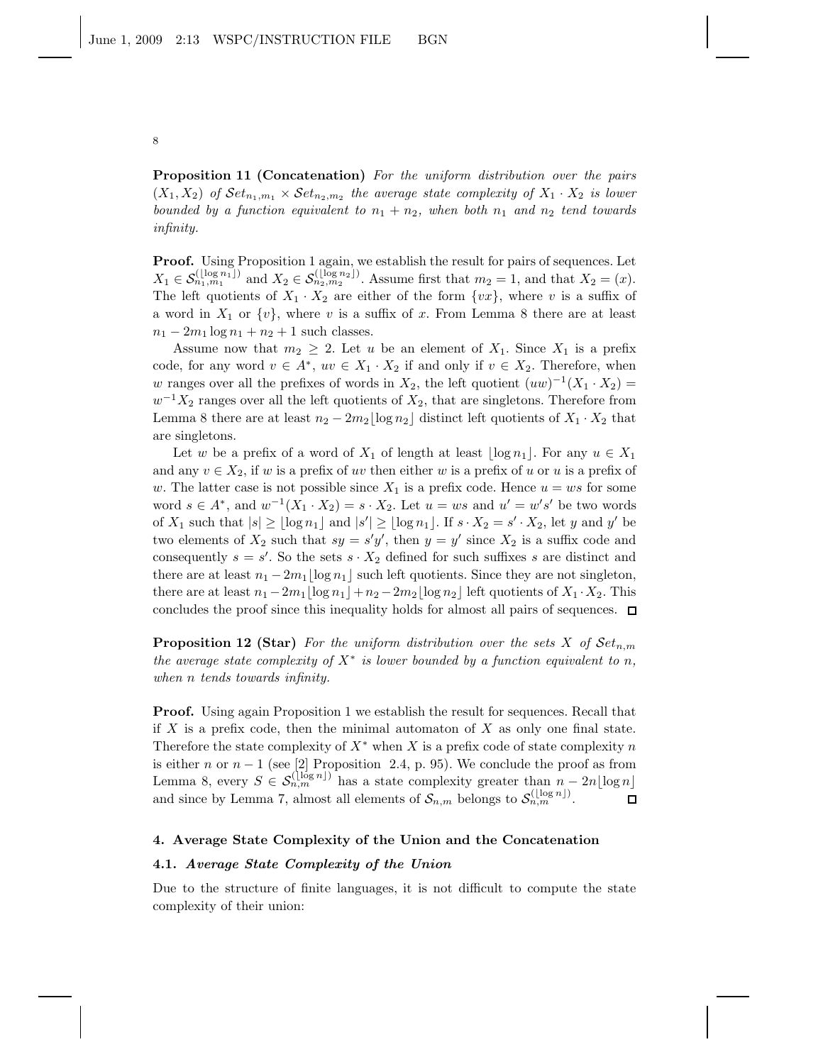**Proposition 11 (Concatenation)** *For the uniform distribution over the pairs $(X_1, X_2)$ of $\mathcal{S}et_{n_1,m_1} \times \mathcal{S}et_{n_2,m_2}$ the average state complexity of $X_1 \cdot X_2$ is lower bounded by a function equivalent to $n_1 + n_2$, when both $n_1$ and $n_2$ tend towards infinity.*

**Proof.** Using Proposition 1 again, we establish the result for pairs of sequences. Let $X_1 \in \mathcal{S}_{n_1,m_1}^{(\lfloor \log n_1 \rfloor)}$ and $X_2 \in \mathcal{S}_{n_2,m_2}^{(\lfloor \log n_2 \rfloor)}$. Assume first that $m_2 = 1$, and that $X_2 = (x)$. The left quotients of $X_1 \cdot X_2$ are either of the form $\{vx\}$, where $v$ is a suffix of a word in $X_1$ or $\{v\}$, where $v$ is a suffix of $x$. From Lemma 8 there are at least $n_1 - 2m_1 \log n_1 + n_2 + 1$ such classes.

Assume now that $m_2 \geq 2$. Let $u$ be an element of $X_1$. Since $X_1$ is a prefix code, for any word $v \in A^*$, $uv \in X_1 \cdot X_2$ if and only if $v \in X_2$. Therefore, when $w$ ranges over all the prefixes of words in $X_2$, the left quotient $(uw)^{-1}(X_1 \cdot X_2) = w^{-1}X_2$ ranges over all the left quotients of $X_2$, that are singletons. Therefore from Lemma 8 there are at least $n_2 - 2m_2\lfloor \log n_2 \rfloor$ distinct left quotients of $X_1 \cdot X_2$ that are singletons.

Let $w$ be a prefix of a word of $X_1$ of length at least $\lfloor \log n_1 \rfloor$. For any $u \in X_1$ and any $v \in X_2$, if $w$ is a prefix of $uv$ then either $w$ is a prefix of $u$ or $u$ is a prefix of $w$. The latter case is not possible since $X_1$ is a prefix code. Hence $u = ws$ for some word $s \in A^*$, and $w^{-1}(X_1 \cdot X_2) = s \cdot X_2$. Let $u = ws$ and $u' = w's'$ be two words of $X_1$ such that $|s| \geq \lfloor \log n_1 \rfloor$ and $|s'| \geq \lfloor \log n_1 \rfloor$. If $s \cdot X_2 = s' \cdot X_2$, let $y$ and $y'$ be two elements of $X_2$ such that $sy = s'y'$, then $y = y'$ since $X_2$ is a suffix code and consequently $s = s'$. So the sets $s \cdot X_2$ defined for such suffixes $s$ are distinct and there are at least $n_1 - 2m_1\lfloor \log n_1 \rfloor$ such left quotients. Since they are not singleton, there are at least $n_1 - 2m_1\lfloor \log n_1 \rfloor + n_2 - 2m_2\lfloor \log n_2 \rfloor$ left quotients of $X_1 \cdot X_2$. This concludes the proof since this inequality holds for almost all pairs of sequences. □

**Proposition 12 (Star)** *For the uniform distribution over the sets $X$ of $\mathcal{S}et_{n,m}$ the average state complexity of $X^*$ is lower bounded by a function equivalent to $n$, when $n$ tends towards infinity.*

**Proof.** Using again Proposition 1 we establish the result for sequences. Recall that if $X$ is a prefix code, then the minimal automaton of $X$ as only one final state. Therefore the state complexity of $X^*$ when $X$ is a prefix code of state complexity $n$ is either $n$ or $n - 1$ (see [2] Proposition 2.4, p. 95). We conclude the proof as from Lemma 8, every $S \in \mathcal{S}_{n,m}^{(\lfloor \log n \rfloor)}$ has a state complexity greater than $n - 2n\lfloor \log n \rfloor$ and since by Lemma 7, almost all elements of $\mathcal{S}_{n,m}$ belongs to $\mathcal{S}_{n,m}^{(\lfloor \log n \rfloor)}$. □

## 4. Average State Complexity of the Union and the Concatenation

### 4.1. *Average State Complexity of the Union*

Due to the structure of finite languages, it is not difficult to compute the state complexity of their union: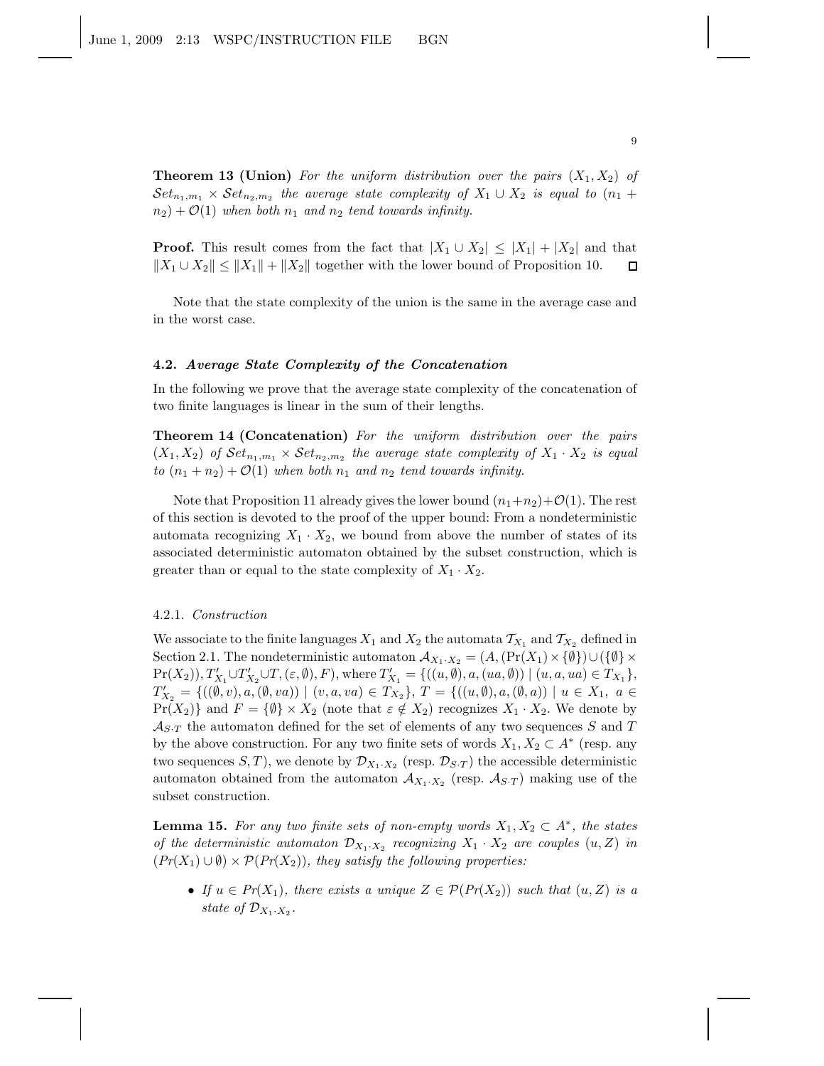**Theorem 13 (Union)** *For the uniform distribution over the pairs $(X_1, X_2)$ of $\mathcal{S}et_{n_1,m_1} \times \mathcal{S}et_{n_2,m_2}$ the average state complexity of $X_1 \cup X_2$ is equal to $(n_1 + n_2) + \mathcal{O}(1)$ when both $n_1$ and $n_2$ tend towards infinity.*

**Proof.** This result comes from the fact that $|X_1 \cup X_2| \le |X_1| + |X_2|$ and that $\|X_1 \cup X_2\| \le \|X_1\| + \|X_2\|$ together with the lower bound of Proposition 10. $\square$

Note that the state complexity of the union is the same in the average case and in the worst case.

### 4.2. *Average State Complexity of the Concatenation*

In the following we prove that the average state complexity of the concatenation of two finite languages is linear in the sum of their lengths.

**Theorem 14 (Concatenation)** *For the uniform distribution over the pairs $(X_1, X_2)$ of $\mathcal{S}et_{n_1,m_1} \times \mathcal{S}et_{n_2,m_2}$ the average state complexity of $X_1 \cdot X_2$ is equal to $(n_1 + n_2) + \mathcal{O}(1)$ when both $n_1$ and $n_2$ tend towards infinity.*

Note that Proposition 11 already gives the lower bound $(n_1+n_2)+\mathcal{O}(1)$. The rest of this section is devoted to the proof of the upper bound: From a nondeterministic automata recognizing $X_1 \cdot X_2$, we bound from above the number of states of its associated deterministic automaton obtained by the subset construction, which is greater than or equal to the state complexity of $X_1 \cdot X_2$.

#### 4.2.1. *Construction*

We associate to the finite languages $X_1$ and $X_2$ the automata $\mathcal{T}_{X_1}$ and $\mathcal{T}_{X_2}$ defined in Section 2.1. The nondeterministic automaton $\mathcal{A}_{X_1 \cdot X_2} = (A, (\mathrm{Pr}(X_1) \times \{\emptyset\}) \cup (\{\emptyset\} \times \mathrm{Pr}(X_2)), T'_{X_1} \cup T'_{X_2} \cup T, (\varepsilon, \emptyset), F)$, where $T'_{X_1} = \{((u, \emptyset), a, (ua, \emptyset)) \mid (u, a, ua) \in T_{X_1}\}$, $T'_{X_2} = \{((\emptyset, v), a, (\emptyset, va)) \mid (v, a, va) \in T_{X_2}\}$, $T = \{((u, \emptyset), a, (\emptyset, a)) \mid u \in X_1,\ a \in \mathrm{Pr}(X_2)\}$ and $F = \{\emptyset\} \times X_2$ (note that $\varepsilon \notin X_2$) recognizes $X_1 \cdot X_2$. We denote by $\mathcal{A}_{S \cdot T}$ the automaton defined for the set of elements of any two sequences $S$ and $T$ by the above construction. For any two finite sets of words $X_1, X_2 \subset A^*$ (resp. any two sequences $S, T$), we denote by $\mathcal{D}_{X_1 \cdot X_2}$ (resp. $\mathcal{D}_{S \cdot T}$) the accessible deterministic automaton obtained from the automaton $\mathcal{A}_{X_1 \cdot X_2}$ (resp. $\mathcal{A}_{S \cdot T}$) making use of the subset construction.

**Lemma 15.** *For any two finite sets of non-empty words $X_1, X_2 \subset A^*$, the states of the deterministic automaton $\mathcal{D}_{X_1 \cdot X_2}$ recognizing $X_1 \cdot X_2$ are couples $(u, Z)$ in $(Pr(X_1) \cup \emptyset) \times \mathcal{P}(Pr(X_2))$, they satisfy the following properties:*

- *If $u \in Pr(X_1)$, there exists a unique $Z \in \mathcal{P}(Pr(X_2))$ such that $(u, Z)$ is a state of $\mathcal{D}_{X_1 \cdot X_2}$.*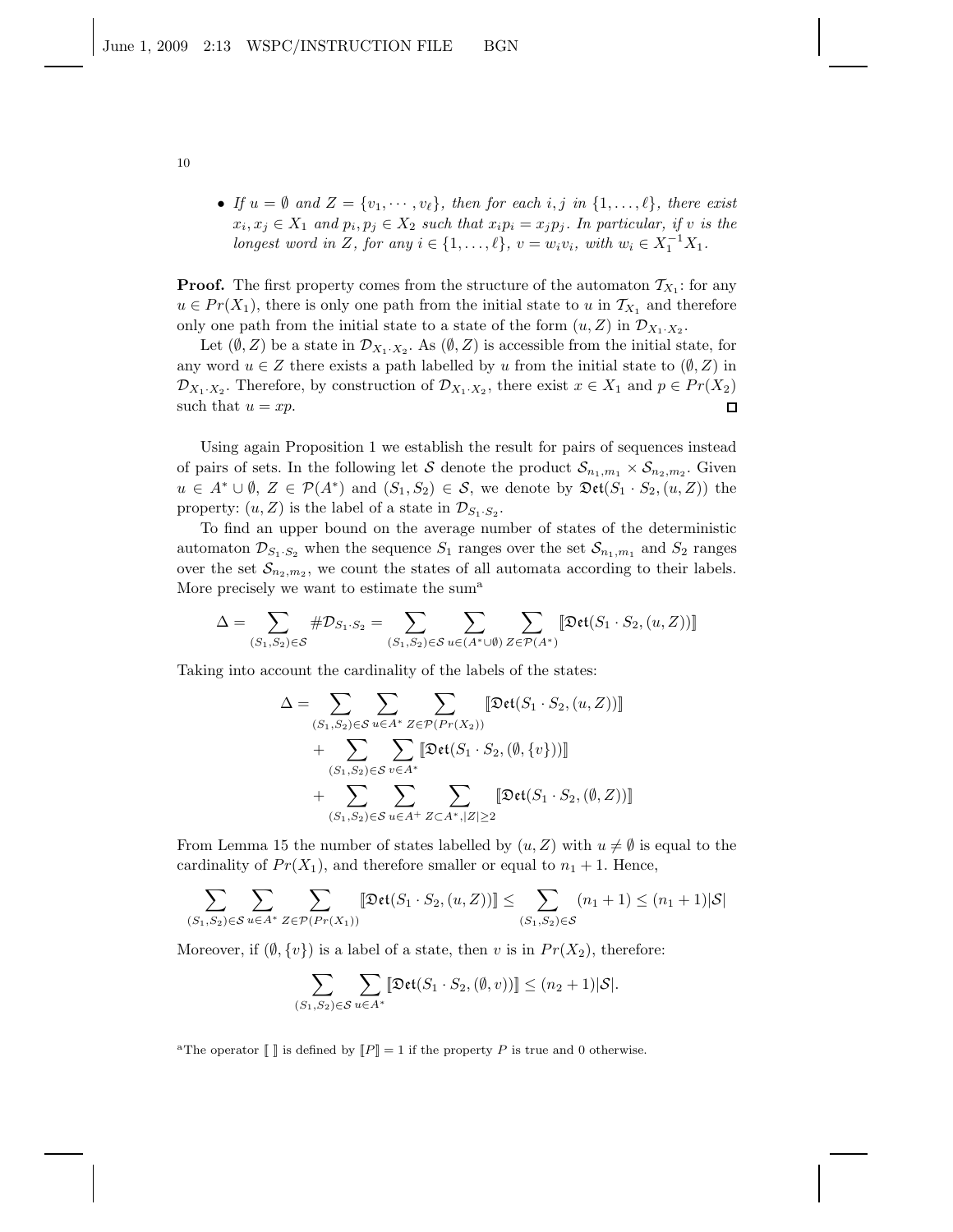- *If $u = \emptyset$ and $Z = \{v_1, \cdots, v_\ell\}$, then for each $i, j$ in $\{1, \ldots, \ell\}$, there exist $x_i, x_j \in X_1$ and $p_i, p_j \in X_2$ such that $x_i p_i = x_j p_j$. In particular, if $v$ is the longest word in $Z$, for any $i \in \{1, \ldots, \ell\}$, $v = w_i v_i$, with $w_i \in X_1^{-1} X_1$.*

**Proof.** The first property comes from the structure of the automaton $\mathcal{T}_{X_1}$: for any $u \in Pr(X_1)$, there is only one path from the initial state to $u$ in $\mathcal{T}_{X_1}$ and therefore only one path from the initial state to a state of the form $(u, Z)$ in $\mathcal{D}_{X_1 \cdot X_2}$.

Let $(\emptyset, Z)$ be a state in $\mathcal{D}_{X_1 \cdot X_2}$. As $(\emptyset, Z)$ is accessible from the initial state, for any word $u \in Z$ there exists a path labelled by $u$ from the initial state to $(\emptyset, Z)$ in $\mathcal{D}_{X_1 \cdot X_2}$. Therefore, by construction of $\mathcal{D}_{X_1 \cdot X_2}$, there exist $x \in X_1$ and $p \in Pr(X_2)$ such that $u = xp$. □

Using again Proposition 1 we establish the result for pairs of sequences instead of pairs of sets. In the following let $\mathcal{S}$ denote the product $\mathcal{S}_{n_1, m_1} \times \mathcal{S}_{n_2, m_2}$. Given $u \in A^* \cup \emptyset$, $Z \in \mathcal{P}(A^*)$ and $(S_1, S_2) \in \mathcal{S}$, we denote by $\mathfrak{Det}(S_1 \cdot S_2, (u, Z))$ the property: $(u, Z)$ is the label of a state in $\mathcal{D}_{S_1 \cdot S_2}$.

To find an upper bound on the average number of states of the deterministic automaton $\mathcal{D}_{S_1 \cdot S_2}$ when the sequence $S_1$ ranges over the set $\mathcal{S}_{n_1, m_1}$ and $S_2$ ranges over the set $\mathcal{S}_{n_2, m_2}$, we count the states of all automata according to their labels. More precisely we want to estimate the sum[a]

$$\Delta = \sum_{(S_1, S_2) \in \mathcal{S}} \# \mathcal{D}_{S_1 \cdot S_2} = \sum_{(S_1, S_2) \in \mathcal{S}} \sum_{u \in (A^* \cup \emptyset)} \sum_{Z \in \mathcal{P}(A^*)} [\![\mathfrak{Det}(S_1 \cdot S_2, (u, Z))]\!]$$

Taking into account the cardinality of the labels of the states:

$$\begin{aligned} \Delta = & \sum_{(S_1, S_2) \in \mathcal{S}} \sum_{u \in A^*} \sum_{Z \in \mathcal{P}(Pr(X_2))} [\![\mathfrak{Det}(S_1 \cdot S_2, (u, Z))]\!] \\ & + \sum_{(S_1, S_2) \in \mathcal{S}} \sum_{v \in A^*} [\![\mathfrak{Det}(S_1 \cdot S_2, (\emptyset, \{v\}))]\!] \\ & + \sum_{(S_1, S_2) \in \mathcal{S}} \sum_{u \in A^+} \sum_{Z \subset A^*, |Z| \geq 2} [\![\mathfrak{Det}(S_1 \cdot S_2, (\emptyset, Z))]\!] \end{aligned}$$

From Lemma 15 the number of states labelled by $(u, Z)$ with $u \neq \emptyset$ is equal to the cardinality of $Pr(X_1)$, and therefore smaller or equal to $n_1 + 1$. Hence,

$$\sum_{(S_1, S_2) \in \mathcal{S}} \sum_{u \in A^*} \sum_{Z \in \mathcal{P}(Pr(X_1))} [\![\mathfrak{Det}(S_1 \cdot S_2, (u, Z))]\!] \leq \sum_{(S_1, S_2) \in \mathcal{S}} (n_1 + 1) \leq (n_1 + 1)|\mathcal{S}|$$

Moreover, if $(\emptyset, \{v\})$ is a label of a state, then $v$ is in $Pr(X_2)$, therefore:

$$\sum_{(S_1, S_2) \in \mathcal{S}} \sum_{u \in A^*} [\![\mathfrak{Det}(S_1 \cdot S_2, (\emptyset, v))]\!] \leq (n_2 + 1)|\mathcal{S}|.$$

[a] The operator $[\![\ ]\!]$ is defined by $[\![P]\!] = 1$ if the property $P$ is true and 0 otherwise.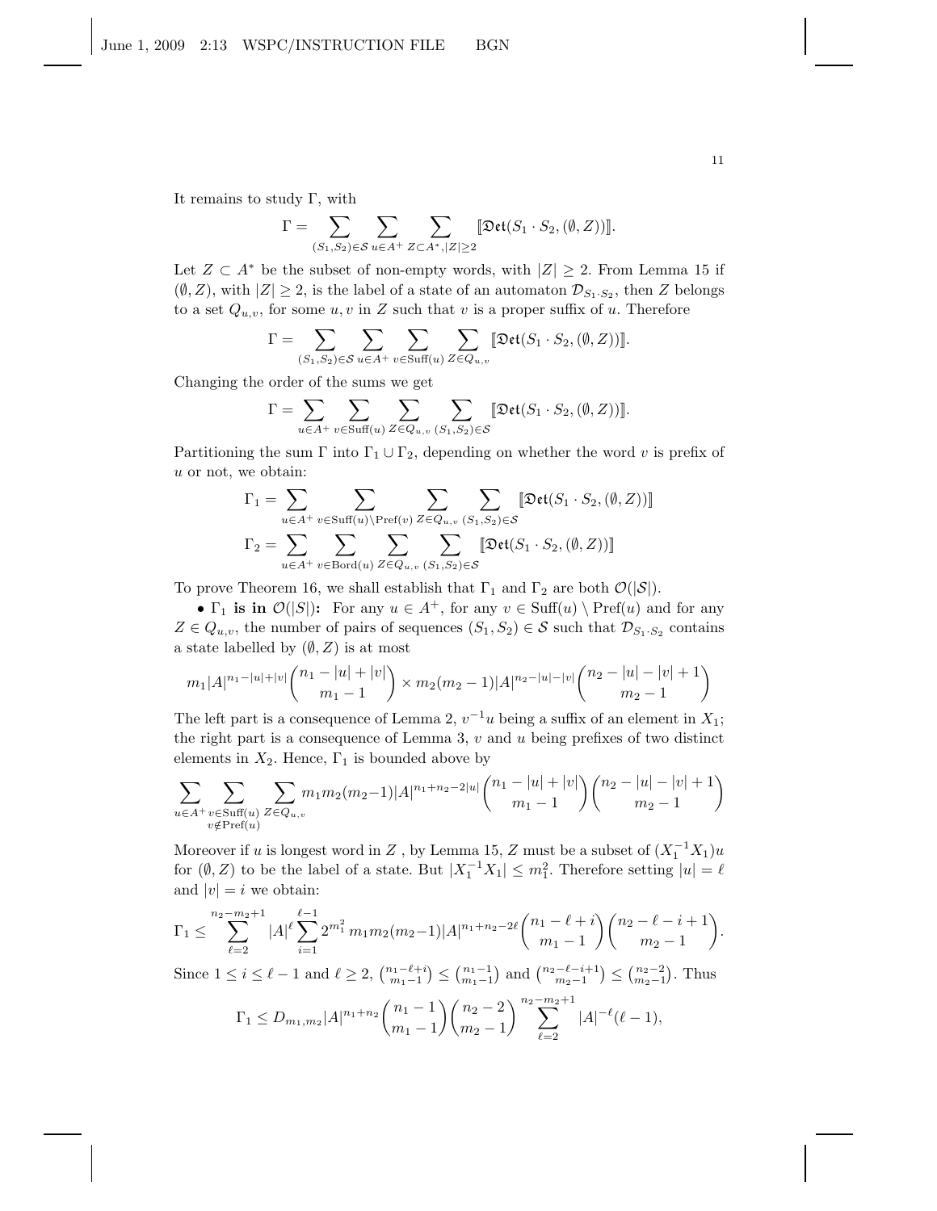It remains to study Γ, with

$$\Gamma = \sum_{(S_1,S_2)\in\mathcal{S}} \sum_{u\in A^+} \sum_{Z\subset A^*, |Z|\geq 2} [\![\mathfrak{Det}(S_1\cdot S_2, (\emptyset, Z))]\!].$$

Let $Z \subset A^*$ be the subset of non-empty words, with $|Z| \geq 2$. From Lemma 15 if $(\emptyset, Z)$, with $|Z| \geq 2$, is the label of a state of an automaton $\mathcal{D}_{S_1\cdot S_2}$, then $Z$ belongs to a set $Q_{u,v}$, for some $u, v$ in $Z$ such that $v$ is a proper suffix of $u$. Therefore

$$\Gamma = \sum_{(S_1,S_2)\in\mathcal{S}} \sum_{u\in A^+} \sum_{v\in\mathrm{Suff}(u)} \sum_{Z\in Q_{u,v}} [\![\mathfrak{Det}(S_1\cdot S_2, (\emptyset, Z))]\!].$$

Changing the order of the sums we get

$$\Gamma = \sum_{u\in A^+} \sum_{v\in\mathrm{Suff}(u)} \sum_{Z\in Q_{u,v}} \sum_{(S_1,S_2)\in\mathcal{S}} [\![\mathfrak{Det}(S_1\cdot S_2, (\emptyset, Z))]\!].$$

Partitioning the sum Γ into $\Gamma_1 \cup \Gamma_2$, depending on whether the word $v$ is prefix of $u$ or not, we obtain:

$$\Gamma_1 = \sum_{u\in A^+} \sum_{v\in\mathrm{Suff}(u)\setminus\mathrm{Pref}(v)} \sum_{Z\in Q_{u,v}} \sum_{(S_1,S_2)\in\mathcal{S}} [\![\mathfrak{Det}(S_1\cdot S_2, (\emptyset, Z))]\!]$$

$$\Gamma_2 = \sum_{u\in A^+} \sum_{v\in\mathrm{Bord}(u)} \sum_{Z\in Q_{u,v}} \sum_{(S_1,S_2)\in\mathcal{S}} [\![\mathfrak{Det}(S_1\cdot S_2, (\emptyset, Z))]\!]$$

To prove Theorem 16, we shall establish that $\Gamma_1$ and $\Gamma_2$ are both $\mathcal{O}(|\mathcal{S}|)$.

• **$\Gamma_1$ is in $\mathcal{O}(|S|)$:** For any $u \in A^+$, for any $v \in \mathrm{Suff}(u) \setminus \mathrm{Pref}(u)$ and for any $Z \in Q_{u,v}$, the number of pairs of sequences $(S_1, S_2) \in \mathcal{S}$ such that $\mathcal{D}_{S_1\cdot S_2}$ contains a state labelled by $(\emptyset, Z)$ is at most

$$m_1|A|^{n_1-|u|+|v|}\binom{n_1-|u|+|v|}{m_1-1} \times m_2(m_2-1)|A|^{n_2-|u|-|v|}\binom{n_2-|u|-|v|+1}{m_2-1}$$

The left part is a consequence of Lemma 2, $v^{-1}u$ being a suffix of an element in $X_1$; the right part is a consequence of Lemma 3, $v$ and $u$ being prefixes of two distinct elements in $X_2$. Hence, $\Gamma_1$ is bounded above by

$$\sum_{u\in A^+} \sum_{\substack{v\in\mathrm{Suff}(u)\\ v\notin\mathrm{Pref}(u)}} \sum_{Z\in Q_{u,v}} m_1 m_2(m_2-1)|A|^{n_1+n_2-2|u|}\binom{n_1-|u|+|v|}{m_1-1}\binom{n_2-|u|-|v|+1}{m_2-1}$$

Moreover if $u$ is longest word in $Z$ , by Lemma 15, $Z$ must be a subset of $(X_1^{-1}X_1)u$ for $(\emptyset, Z)$ to be the label of a state. But $|X_1^{-1}X_1| \leq m_1^2$. Therefore setting $|u| = \ell$ and $|v| = i$ we obtain:

$$\Gamma_1 \leq \sum_{\ell=2}^{n_2-m_2+1} |A|^\ell \sum_{i=1}^{\ell-1} 2^{m_1^2}\, m_1 m_2(m_2-1)|A|^{n_1+n_2-2\ell}\binom{n_1-\ell+i}{m_1-1}\binom{n_2-\ell-i+1}{m_2-1}.$$

Since $1 \leq i \leq \ell - 1$ and $\ell \geq 2$, $\binom{n_1-\ell+i}{m_1-1} \leq \binom{n_1-1}{m_1-1}$ and $\binom{n_2-\ell-i+1}{m_2-1} \leq \binom{n_2-2}{m_2-1}$. Thus

$$\Gamma_1 \leq D_{m_1,m_2}|A|^{n_1+n_2}\binom{n_1-1}{m_1-1}\binom{n_2-2}{m_2-1}\sum_{\ell=2}^{n_2-m_2+1}|A|^{-\ell}(\ell-1),$$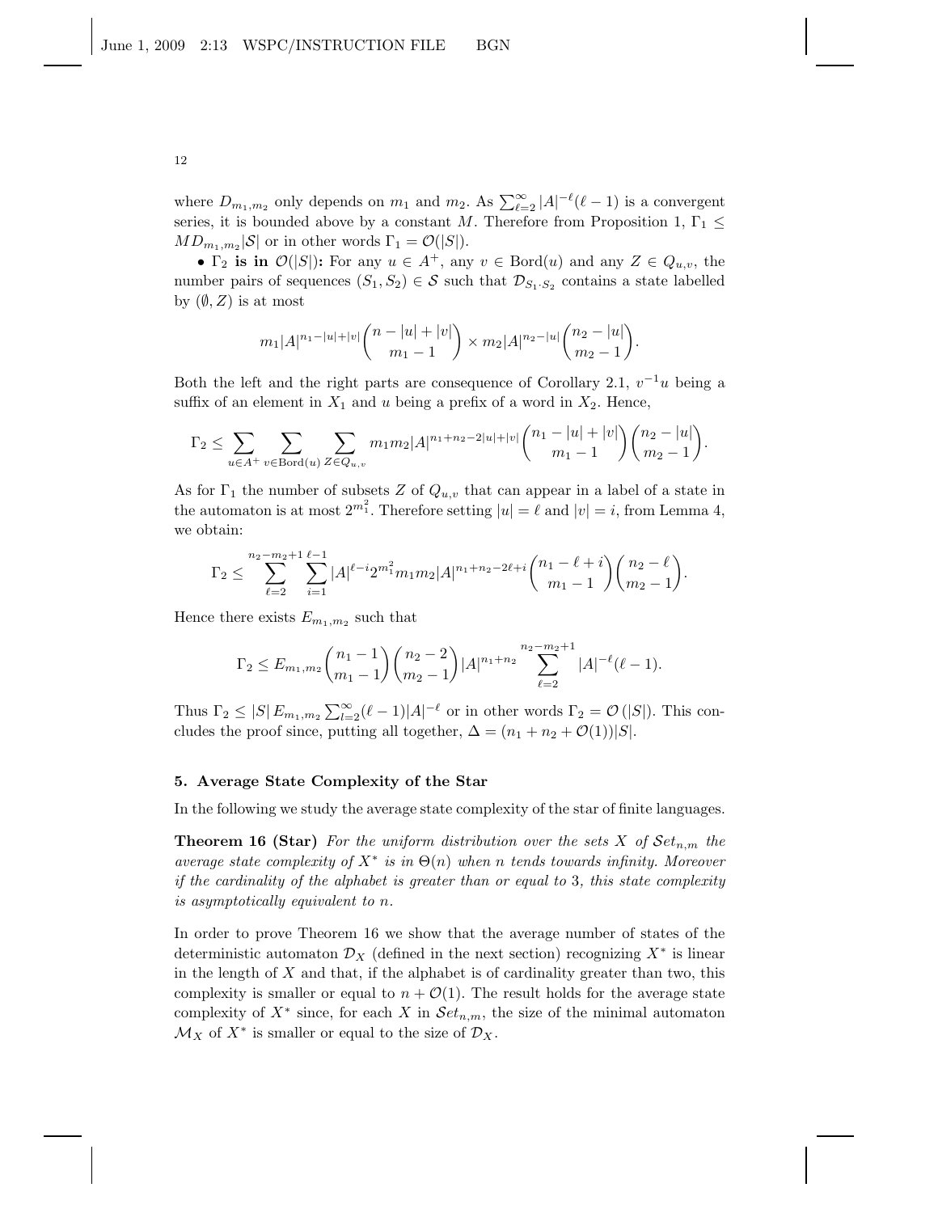where $D_{m_1,m_2}$ only depends on $m_1$ and $m_2$. As $\sum_{\ell=2}^{\infty} |A|^{-\ell}(\ell-1)$ is a convergent series, it is bounded above by a constant $M$. Therefore from Proposition 1, $\Gamma_1 \leq MD_{m_1,m_2}|\mathcal{S}|$ or in other words $\Gamma_1 = \mathcal{O}(|S|)$.

• **$\Gamma_2$ is in $\mathcal{O}(|S|)$:** For any $u \in A^+$, any $v \in \text{Bord}(u)$ and any $Z \in Q_{u,v}$, the number pairs of sequences $(S_1, S_2) \in \mathcal{S}$ such that $\mathcal{D}_{S_1 \cdot S_2}$ contains a state labelled by $(\emptyset, Z)$ is at most

$$m_1|A|^{n_1-|u|+|v|}\binom{n-|u|+|v|}{m_1-1} \times m_2|A|^{n_2-|u|}\binom{n_2-|u|}{m_2-1}.$$

Both the left and the right parts are consequence of Corollary 2.1, $v^{-1}u$ being a suffix of an element in $X_1$ and $u$ being a prefix of a word in $X_2$. Hence,

$$\Gamma_2 \leq \sum_{u\in A^+}\sum_{v\in \text{Bord}(u)}\sum_{Z\in Q_{u,v}} m_1m_2|A|^{n_1+n_2-2|u|+|v|}\binom{n_1-|u|+|v|}{m_1-1}\binom{n_2-|u|}{m_2-1}.$$

As for $\Gamma_1$ the number of subsets $Z$ of $Q_{u,v}$ that can appear in a label of a state in the automaton is at most $2^{m_1^2}$. Therefore setting $|u| = \ell$ and $|v| = i$, from Lemma 4, we obtain:

$$\Gamma_2 \leq \sum_{\ell=2}^{n_2-m_2+1}\sum_{i=1}^{\ell-1} |A|^{\ell-i}2^{m_1^2}m_1m_2|A|^{n_1+n_2-2\ell+i}\binom{n_1-\ell+i}{m_1-1}\binom{n_2-\ell}{m_2-1}.$$

Hence there exists $E_{m_1,m_2}$ such that

$$\Gamma_2 \leq E_{m_1,m_2}\binom{n_1-1}{m_1-1}\binom{n_2-2}{m_2-1}|A|^{n_1+n_2}\sum_{\ell=2}^{n_2-m_2+1}|A|^{-\ell}(\ell-1).$$

Thus $\Gamma_2 \leq |S|\, E_{m_1,m_2}\sum_{\ell=2}^{\infty}(\ell-1)|A|^{-\ell}$ or in other words $\Gamma_2 = \mathcal{O}(|S|)$. This concludes the proof since, putting all together, $\Delta = (n_1 + n_2 + \mathcal{O}(1))|S|$.

## 5. Average State Complexity of the Star

In the following we study the average state complexity of the star of finite languages.

**Theorem 16 (Star)** *For the uniform distribution over the sets $X$ of $\mathcal{S}et_{n,m}$ the average state complexity of $X^*$ is in $\Theta(n)$ when $n$ tends towards infinity. Moreover if the cardinality of the alphabet is greater than or equal to 3, this state complexity is asymptotically equivalent to $n$.*

In order to prove Theorem 16 we show that the average number of states of the deterministic automaton $\mathcal{D}_X$ (defined in the next section) recognizing $X^*$ is linear in the length of $X$ and that, if the alphabet is of cardinality greater than two, this complexity is smaller or equal to $n + \mathcal{O}(1)$. The result holds for the average state complexity of $X^*$ since, for each $X$ in $\mathcal{S}et_{n,m}$, the size of the minimal automaton $\mathcal{M}_X$ of $X^*$ is smaller or equal to the size of $\mathcal{D}_X$.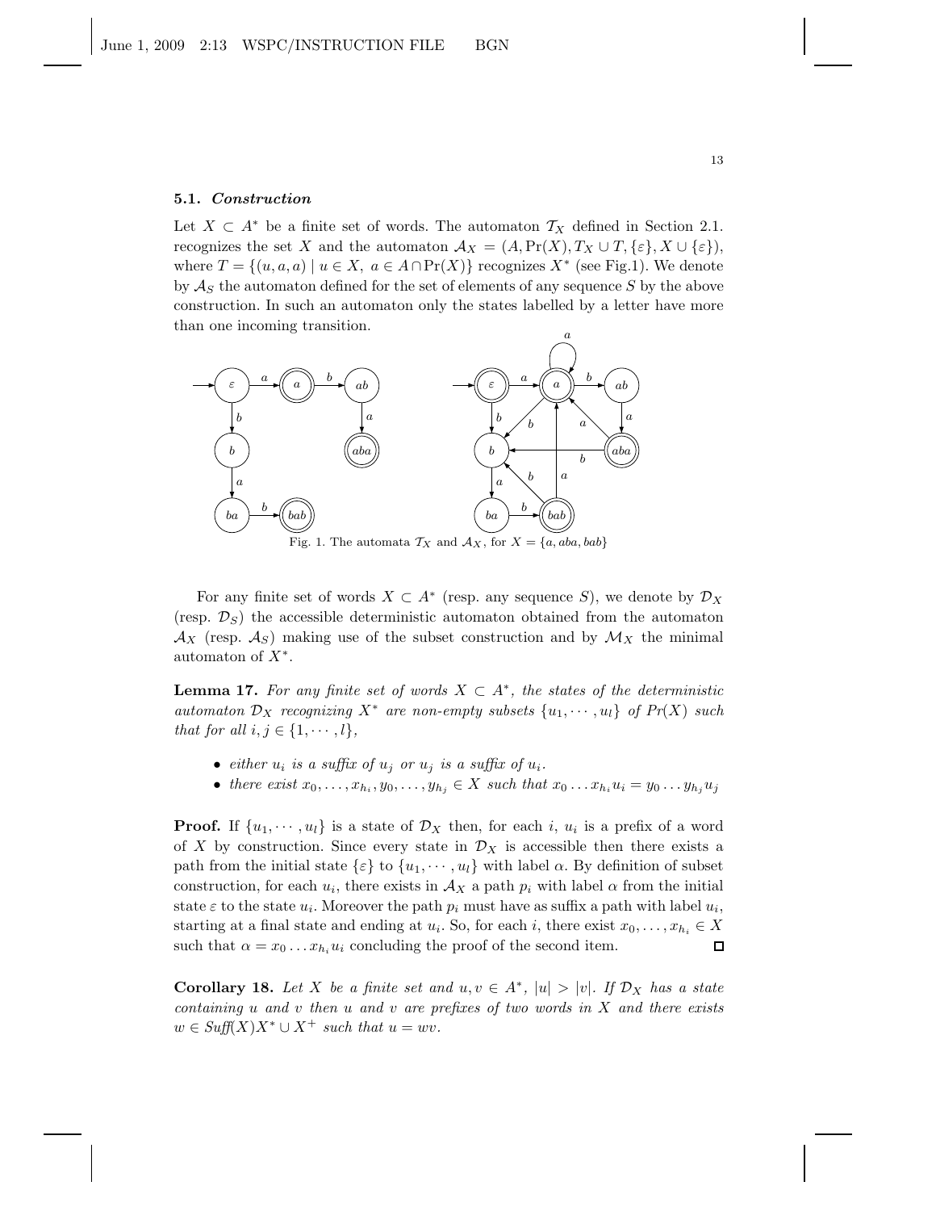### 5.1. *Construction*

Let $X \subset A^*$ be a finite set of words. The automaton $\mathcal{T}_X$ defined in Section 2.1. recognizes the set $X$ and the automaton $\mathcal{A}_X = (A, \Pr(X), T_X \cup T, \{\varepsilon\}, X \cup \{\varepsilon\})$, where $T = \{(u, a, a) \mid u \in X,\ a \in A \cap \Pr(X)\}$ recognizes $X^*$ (see Fig.1). We denote by $\mathcal{A}_S$ the automaton defined for the set of elements of any sequence $S$ by the above construction. In such an automaton only the states labelled by a letter have more than one incoming transition.

Fig. 1. The automata $\mathcal{T}_X$ and $\mathcal{A}_X$, for $X = \{a, aba, bab\}$

For any finite set of words $X \subset A^*$ (resp. any sequence $S$), we denote by $\mathcal{D}_X$ (resp. $\mathcal{D}_S$) the accessible deterministic automaton obtained from the automaton $\mathcal{A}_X$ (resp. $\mathcal{A}_S$) making use of the subset construction and by $\mathcal{M}_X$ the minimal automaton of $X^*$.

**Lemma 17.** *For any finite set of words $X \subset A^*$, the states of the deterministic automaton $\mathcal{D}_X$ recognizing $X^*$ are non-empty subsets $\{u_1, \cdots, u_l\}$ of $Pr(X)$ such that for all $i, j \in \{1, \cdots, l\}$,*

- *either $u_i$ is a suffix of $u_j$ or $u_j$ is a suffix of $u_i$.*
- *there exist $x_0, \ldots, x_{h_i}, y_0, \ldots, y_{h_j} \in X$ such that $x_0 \ldots x_{h_i} u_i = y_0 \ldots y_{h_j} u_j$*

**Proof.** If $\{u_1, \cdots, u_l\}$ is a state of $\mathcal{D}_X$ then, for each $i$, $u_i$ is a prefix of a word of $X$ by construction. Since every state in $\mathcal{D}_X$ is accessible then there exists a path from the initial state $\{\varepsilon\}$ to $\{u_1, \cdots, u_l\}$ with label $\alpha$. By definition of subset construction, for each $u_i$, there exists in $\mathcal{A}_X$ a path $p_i$ with label $\alpha$ from the initial state $\varepsilon$ to the state $u_i$. Moreover the path $p_i$ must have as suffix a path with label $u_i$, starting at a final state and ending at $u_i$. So, for each $i$, there exist $x_0, \ldots, x_{h_i} \in X$ such that $\alpha = x_0 \ldots x_{h_i} u_i$ concluding the proof of the second item. $\square$

**Corollary 18.** *Let $X$ be a finite set and $u, v \in A^*$, $|u| > |v|$. If $\mathcal{D}_X$ has a state containing $u$ and $v$ then $u$ and $v$ are prefixes of two words in $X$ and there exists $w \in Suff(X)X^* \cup X^+$ such that $u = wv$.*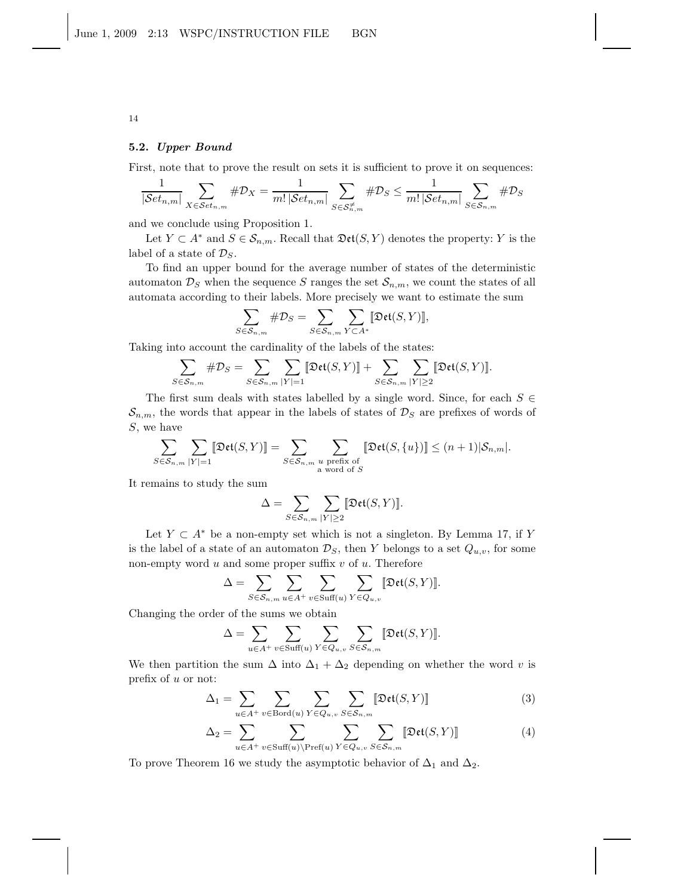### 5.2. *Upper Bound*

First, note that to prove the result on sets it is sufficient to prove it on sequences:

$$\frac{1}{|\mathcal{S}et_{n,m}|} \sum_{X \in \mathcal{S}et_{n,m}} \#\mathcal{D}_X = \frac{1}{m!\,|\mathcal{S}et_{n,m}|} \sum_{S \in \mathcal{S}^{\neq}_{n,m}} \#\mathcal{D}_S \le \frac{1}{m!\,|\mathcal{S}et_{n,m}|} \sum_{S \in \mathcal{S}_{n,m}} \#\mathcal{D}_S$$

and we conclude using Proposition 1.

Let $Y \subset A^*$ and $S \in \mathcal{S}_{n,m}$. Recall that $\mathfrak{Det}(S,Y)$ denotes the property: $Y$ is the label of a state of $\mathcal{D}_S$.

To find an upper bound for the average number of states of the deterministic automaton $\mathcal{D}_S$ when the sequence $S$ ranges the set $\mathcal{S}_{n,m}$, we count the states of all automata according to their labels. More precisely we want to estimate the sum

$$\sum_{S \in \mathcal{S}_{n,m}} \#\mathcal{D}_S = \sum_{S \in \mathcal{S}_{n,m}} \sum_{Y \subset A^*} [\![\mathfrak{Det}(S,Y)]\!],$$

Taking into account the cardinality of the labels of the states:

$$\sum_{S \in \mathcal{S}_{n,m}} \#\mathcal{D}_S = \sum_{S \in \mathcal{S}_{n,m}} \sum_{|Y|=1} [\![\mathfrak{Det}(S,Y)]\!] + \sum_{S \in \mathcal{S}_{n,m}} \sum_{|Y|\ge 2} [\![\mathfrak{Det}(S,Y)]\!].$$

The first sum deals with states labelled by a single word. Since, for each $S \in \mathcal{S}_{n,m}$, the words that appear in the labels of states of $\mathcal{D}_S$ are prefixes of words of $S$, we have

$$\sum_{S \in \mathcal{S}_{n,m}} \sum_{|Y|=1} [\![\mathfrak{Det}(S,Y)]\!] = \sum_{S \in \mathcal{S}_{n,m}} \sum_{\substack{u \text{ prefix of} \\ \text{a word of } S}} [\![\mathfrak{Det}(S,\{u\})]\!] \le (n+1)|\mathcal{S}_{n,m}|.$$

It remains to study the sum

$$\Delta = \sum_{S \in \mathcal{S}_{n,m}} \sum_{|Y|\ge 2} [\![\mathfrak{Det}(S,Y)]\!].$$

Let $Y \subset A^*$ be a non-empty set which is not a singleton. By Lemma 17, if $Y$ is the label of a state of an automaton $\mathcal{D}_S$, then $Y$ belongs to a set $Q_{u,v}$, for some non-empty word $u$ and some proper suffix $v$ of $u$. Therefore

$$\Delta = \sum_{S \in \mathcal{S}_{n,m}} \sum_{u \in A^+} \sum_{v \in \mathrm{Suff}(u)} \sum_{Y \in Q_{u,v}} [\![\mathfrak{Det}(S,Y)]\!].$$

Changing the order of the sums we obtain

$$\Delta = \sum_{u \in A^+} \sum_{v \in \mathrm{Suff}(u)} \sum_{Y \in Q_{u,v}} \sum_{S \in \mathcal{S}_{n,m}} [\![\mathfrak{Det}(S,Y)]\!].$$

We then partition the sum $\Delta$ into $\Delta_1 + \Delta_2$ depending on whether the word $v$ is prefix of $u$ or not:

$$\Delta_1 = \sum_{u \in A^+} \sum_{v \in \mathrm{Bord}(u)} \sum_{Y \in Q_{u,v}} \sum_{S \in \mathcal{S}_{n,m}} [\![\mathfrak{Det}(S,Y)]\!] \tag{3}$$

$$\Delta_2 = \sum_{u \in A^+} \sum_{v \in \mathrm{Suff}(u) \setminus \mathrm{Pref}(u)} \sum_{Y \in Q_{u,v}} \sum_{S \in \mathcal{S}_{n,m}} [\![\mathfrak{Det}(S,Y)]\!] \tag{4}$$

To prove Theorem 16 we study the asymptotic behavior of $\Delta_1$ and $\Delta_2$.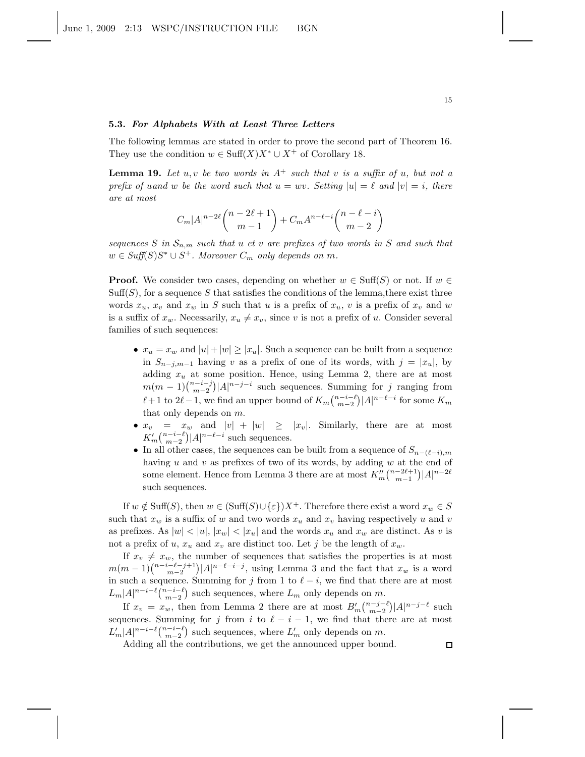### 5.3. *For Alphabets With at Least Three Letters*

The following lemmas are stated in order to prove the second part of Theorem 16. They use the condition $w \in \mathrm{Suff}(X)X^* \cup X^+$ of Corollary 18.

**Lemma 19.** *Let $u, v$ be two words in $A^+$ such that $v$ is a suffix of $u$, but not a prefix of $u$and $w$ be the word such that $u = wv$. Setting $|u| = \ell$ and $|v| = i$, there are at most*

$$C_m |A|^{n-2\ell} \binom{n-2\ell+1}{m-1} + C_m A^{n-\ell-i} \binom{n-\ell-i}{m-2}$$

*sequences $S$ in $\mathcal{S}_{n,m}$ such that $u$ et $v$ are prefixes of two words in $S$ and such that $w \in \mathit{Suff}(S)S^* \cup S^+$. Moreover $C_m$ only depends on $m$.*

**Proof.** We consider two cases, depending on whether $w \in \mathrm{Suff}(S)$ or not. If $w \in \mathrm{Suff}(S)$, for a sequence $S$ that satisfies the conditions of the lemma,there exist three words $x_u$, $x_v$ and $x_w$ in $S$ such that $u$ is a prefix of $x_u$, $v$ is a prefix of $x_v$ and $w$ is a suffix of $x_w$. Necessarily, $x_u \neq x_v$, since $v$ is not a prefix of $u$. Consider several families of such sequences:

- $x_u = x_w$ and $|u| + |w| \geq |x_u|$. Such a sequence can be built from a sequence in $S_{n-j,m-1}$ having $v$ as a prefix of one of its words, with $j = |x_u|$, by adding $x_u$ at some position. Hence, using Lemma 2, there are at most $m(m-1)\binom{n-i-j}{m-2}|A|^{n-j-i}$ such sequences. Summing for $j$ ranging from $\ell+1$ to $2\ell-1$, we find an upper bound of $K_m \binom{n-i-\ell}{m-2}|A|^{n-\ell-i}$ for some $K_m$ that only depends on $m$.
- $x_v = x_w$ and $|v| + |w| \geq |x_v|$. Similarly, there are at most $K'_m \binom{n-i-\ell}{m-2}|A|^{n-\ell-i}$ such sequences.
- In all other cases, the sequences can be built from a sequence of $S_{n-(\ell-i),m}$ having $u$ and $v$ as prefixes of two of its words, by adding $w$ at the end of some element. Hence from Lemma 3 there are at most $K''_m \binom{n-2\ell+1}{m-1}|A|^{n-2\ell}$ such sequences.

If $w \notin \mathrm{Suff}(S)$, then $w \in (\mathrm{Suff}(S) \cup \{\varepsilon\})X^+$. Therefore there exist a word $x_w \in S$ such that $x_w$ is a suffix of $w$ and two words $x_u$ and $x_v$ having respectively $u$ and $v$ as prefixes. As $|w| < |u|$, $|x_w| < |x_u|$ and the words $x_u$ and $x_w$ are distinct. As $v$ is not a prefix of $u$, $x_u$ and $x_v$ are distinct too. Let $j$ be the length of $x_w$.

If $x_v \neq x_w$, the number of sequences that satisfies the properties is at most $m(m-1)\binom{n-i-\ell-j+1}{m-2}|A|^{n-\ell-i-j}$, using Lemma 3 and the fact that $x_w$ is a word in such a sequence. Summing for $j$ from 1 to $\ell - i$, we find that there are at most $L_m |A|^{n-i-\ell}\binom{n-i-\ell}{m-2}$ such sequences, where $L_m$ only depends on $m$.

If $x_v = x_w$, then from Lemma 2 there are at most $B'_m \binom{n-j-\ell}{m-2}|A|^{n-j-\ell}$ such sequences. Summing for $j$ from $i$ to $\ell - i - 1$, we find that there are at most $L'_m |A|^{n-i-\ell}\binom{n-i-\ell}{m-2}$ such sequences, where $L'_m$ only depends on $m$.

Adding all the contributions, we get the announced upper bound. ◻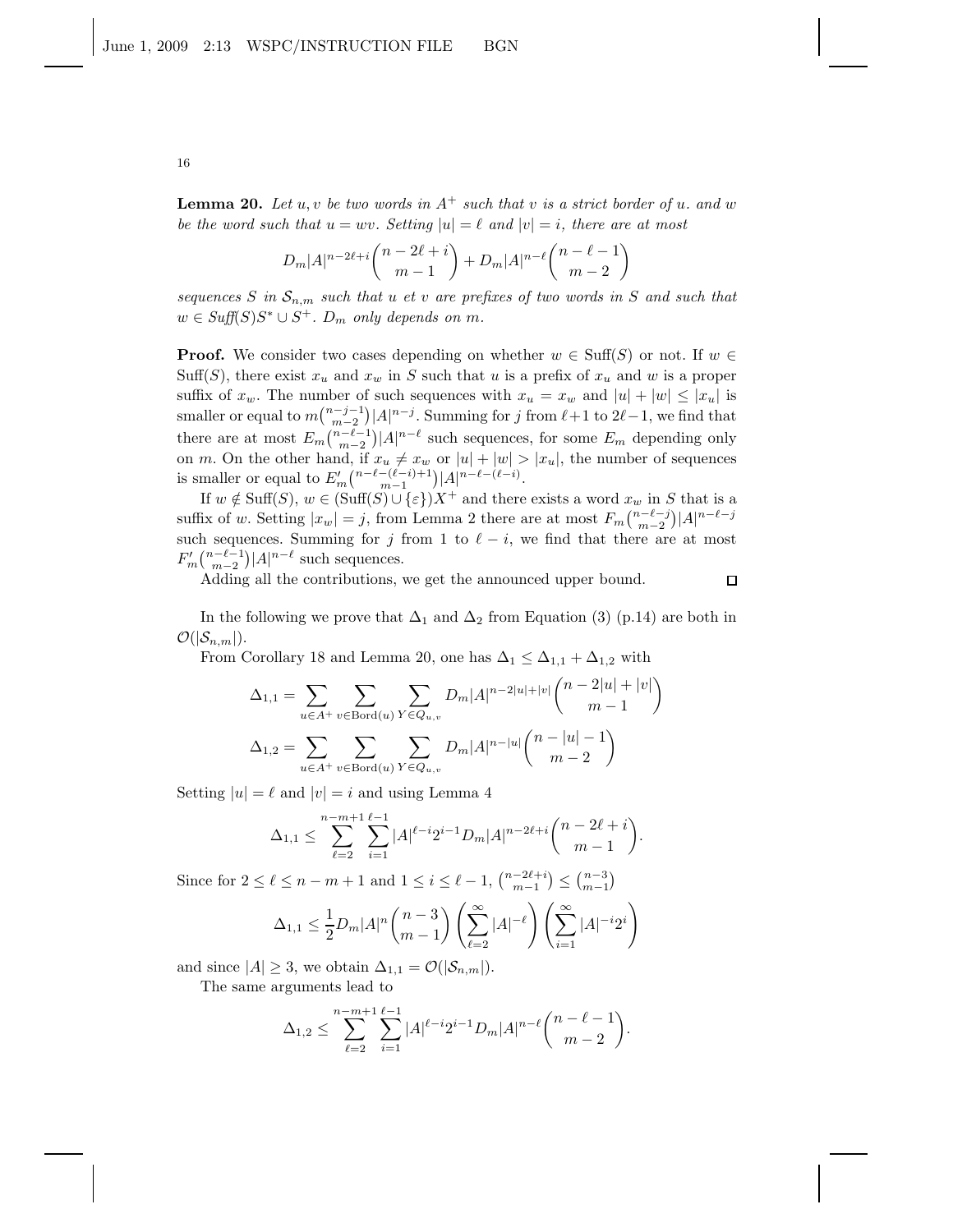**Lemma 20.** *Let $u, v$ be two words in $A^+$ such that $v$ is a strict border of $u$. and $w$ be the word such that $u = wv$. Setting $|u| = \ell$ and $|v| = i$, there are at most*

$$D_m |A|^{n-2\ell+i} \binom{n-2\ell+i}{m-1} + D_m |A|^{n-\ell} \binom{n-\ell-1}{m-2}$$

*sequences $S$ in $\mathcal{S}_{n,m}$ such that $u$ et $v$ are prefixes of two words in $S$ and such that $w \in \mathit{Suff}(S)S^* \cup S^+$. $D_m$ only depends on $m$.*

**Proof.** We consider two cases depending on whether $w \in \mathrm{Suff}(S)$ or not. If $w \in \mathrm{Suff}(S)$, there exist $x_u$ and $x_w$ in $S$ such that $u$ is a prefix of $x_u$ and $w$ is a proper suffix of $x_w$. The number of such sequences with $x_u = x_w$ and $|u| + |w| \leq |x_u|$ is smaller or equal to $m\binom{n-j-1}{m-2}|A|^{n-j}$. Summing for $j$ from $\ell+1$ to $2\ell-1$, we find that there are at most $E_m\binom{n-\ell-1}{m-2}|A|^{n-\ell}$ such sequences, for some $E_m$ depending only on $m$. On the other hand, if $x_u \neq x_w$ or $|u| + |w| > |x_u|$, the number of sequences is smaller or equal to $E'_m\binom{n-\ell-(\ell-i)+1}{m-1}|A|^{n-\ell-(\ell-i)}$.

If $w \notin \mathrm{Suff}(S)$, $w \in (\mathrm{Suff}(S) \cup \{\varepsilon\})X^+$ and there exists a word $x_w$ in $S$ that is a suffix of $w$. Setting $|x_w| = j$, from Lemma 2 there are at most $F_m\binom{n-\ell-j}{m-2}|A|^{n-\ell-j}$ such sequences. Summing for $j$ from 1 to $\ell - i$, we find that there are at most $F'_m\binom{n-\ell-1}{m-2}|A|^{n-\ell}$ such sequences.

Adding all the contributions, we get the announced upper bound. □

In the following we prove that $\Delta_1$ and $\Delta_2$ from Equation (3) (p.14) are both in $\mathcal{O}(|\mathcal{S}_{n,m}|)$.

From Corollary 18 and Lemma 20, one has $\Delta_1 \leq \Delta_{1,1} + \Delta_{1,2}$ with

$$\Delta_{1,1} = \sum_{u \in A^+} \sum_{v \in \mathrm{Bord}(u)} \sum_{Y \in Q_{u,v}} D_m |A|^{n-2|u|+|v|} \binom{n-2|u|+|v|}{m-1}$$

$$\Delta_{1,2} = \sum_{u \in A^+} \sum_{v \in \mathrm{Bord}(u)} \sum_{Y \in Q_{u,v}} D_m |A|^{n-|u|} \binom{n-|u|-1}{m-2}$$

Setting $|u| = \ell$ and $|v| = i$ and using Lemma 4

$$\Delta_{1,1} \leq \sum_{\ell=2}^{n-m+1} \sum_{i=1}^{\ell-1} |A|^{\ell-i} 2^{i-1} D_m |A|^{n-2\ell+i} \binom{n-2\ell+i}{m-1}.$$

Since for $2 \leq \ell \leq n-m+1$ and $1 \leq i \leq \ell - 1$, $\binom{n-2\ell+i}{m-1} \leq \binom{n-3}{m-1}$

$$\Delta_{1,1} \leq \frac{1}{2} D_m |A|^n \binom{n-3}{m-1} \left( \sum_{\ell=2}^{\infty} |A|^{-\ell} \right) \left( \sum_{i=1}^{\infty} |A|^{-i} 2^i \right)$$

and since $|A| \geq 3$, we obtain $\Delta_{1,1} = \mathcal{O}(|\mathcal{S}_{n,m}|)$.

The same arguments lead to

$$\Delta_{1,2} \leq \sum_{\ell=2}^{n-m+1} \sum_{i=1}^{\ell-1} |A|^{\ell-i} 2^{i-1} D_m |A|^{n-\ell} \binom{n-\ell-1}{m-2}.$$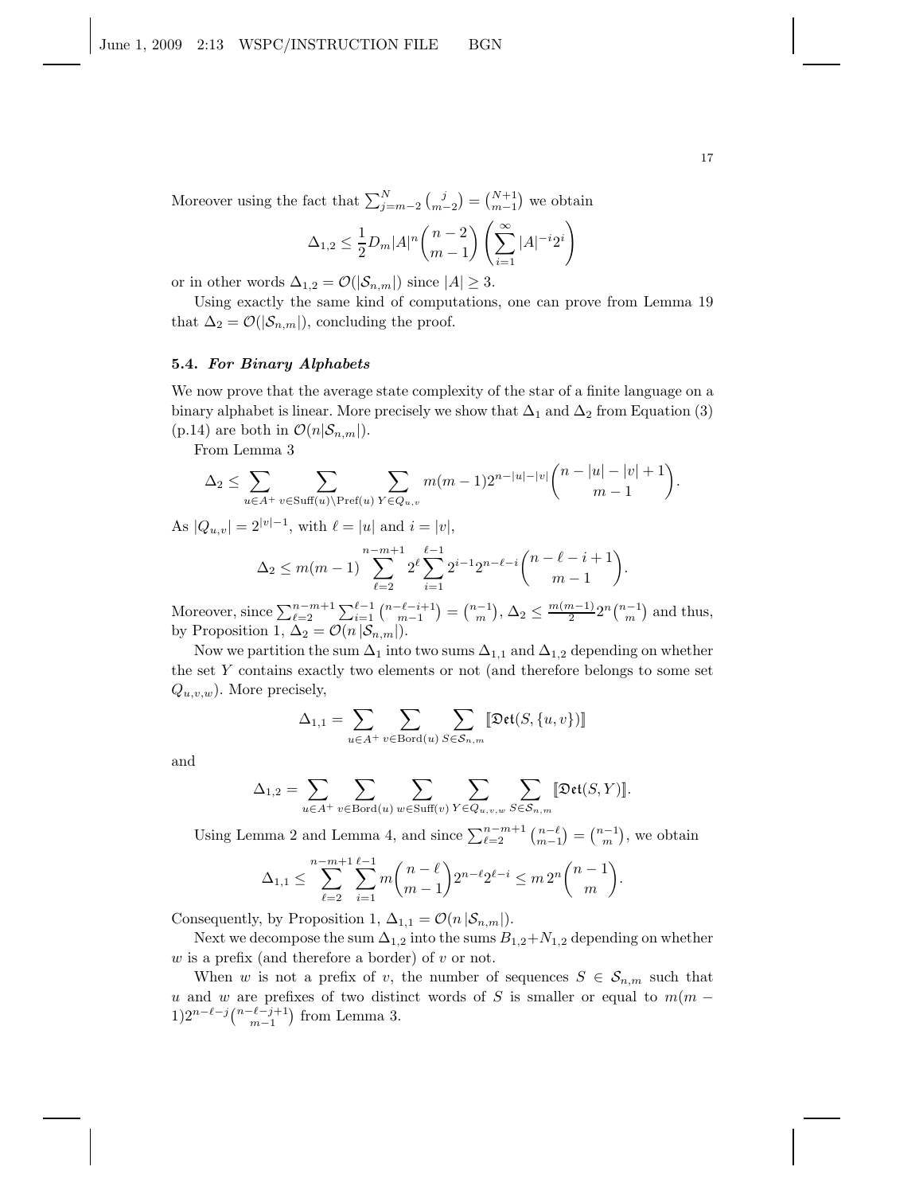Moreover using the fact that $\sum_{j=m-2}^{N} \binom{j}{m-2} = \binom{N+1}{m-1}$ we obtain

$$\Delta_{1,2} \leq \frac{1}{2} D_m |A|^n \binom{n-2}{m-1} \left( \sum_{i=1}^{\infty} |A|^{-i} 2^i \right)$$

or in other words $\Delta_{1,2} = \mathcal{O}(|\mathcal{S}_{n,m}|)$ since $|A| \geq 3$.

Using exactly the same kind of computations, one can prove from Lemma 19 that $\Delta_2 = \mathcal{O}(|\mathcal{S}_{n,m}|)$, concluding the proof.

### 5.4. *For Binary Alphabets*

We now prove that the average state complexity of the star of a finite language on a binary alphabet is linear. More precisely we show that $\Delta_1$ and $\Delta_2$ from Equation (3) (p.14) are both in $\mathcal{O}(n|\mathcal{S}_{n,m}|)$.

From Lemma 3

$$\Delta_2 \leq \sum_{u \in A^+} \sum_{v \in \mathrm{Suff}(u) \setminus \mathrm{Pref}(u)} \sum_{Y \in Q_{u,v}} m(m-1) 2^{n-|u|-|v|} \binom{n-|u|-|v|+1}{m-1}.$$

As $|Q_{u,v}| = 2^{|v|-1}$, with $\ell = |u|$ and $i = |v|$,

$$\Delta_2 \leq m(m-1) \sum_{\ell=2}^{n-m+1} 2^{\ell} \sum_{i=1}^{\ell-1} 2^{i-1} 2^{n-\ell-i} \binom{n-\ell-i+1}{m-1}.$$

Moreover, since $\sum_{\ell=2}^{n-m+1} \sum_{i=1}^{\ell-1} \binom{n-\ell-i+1}{m-1} = \binom{n-1}{m}$, $\Delta_2 \leq \frac{m(m-1)}{2} 2^n \binom{n-1}{m}$ and thus, by Proposition 1, $\Delta_2 = \mathcal{O}(n\,|\mathcal{S}_{n,m}|)$.

Now we partition the sum $\Delta_1$ into two sums $\Delta_{1,1}$ and $\Delta_{1,2}$ depending on whether the set $Y$ contains exactly two elements or not (and therefore belongs to some set $Q_{u,v,w}$). More precisely,

$$\Delta_{1,1} = \sum_{u \in A^+} \sum_{v \in \mathrm{Bord}(u)} \sum_{S \in \mathcal{S}_{n,m}} [\![ \mathfrak{Det}(S, \{u,v\}) ]\!]$$

and

$$\Delta_{1,2} = \sum_{u \in A^+} \sum_{v \in \mathrm{Bord}(u)} \sum_{w \in \mathrm{Suff}(v)} \sum_{Y \in Q_{u,v,w}} \sum_{S \in \mathcal{S}_{n,m}} [\![ \mathfrak{Det}(S, Y) ]\!].$$

Using Lemma 2 and Lemma 4, and since $\sum_{\ell=2}^{n-m+1} \binom{n-\ell}{m-1} = \binom{n-1}{m}$, we obtain

$$\Delta_{1,1} \leq \sum_{\ell=2}^{n-m+1} \sum_{i=1}^{\ell-1} m \binom{n-\ell}{m-1} 2^{n-\ell} 2^{\ell-i} \leq m\, 2^n \binom{n-1}{m}.$$

Consequently, by Proposition 1, $\Delta_{1,1} = \mathcal{O}(n\,|\mathcal{S}_{n,m}|)$.

Next we decompose the sum $\Delta_{1,2}$ into the sums $B_{1,2} + N_{1,2}$ depending on whether $w$ is a prefix (and therefore a border) of $v$ or not.

When $w$ is not a prefix of $v$, the number of sequences $S \in \mathcal{S}_{n,m}$ such that $u$ and $w$ are prefixes of two distinct words of $S$ is smaller or equal to $m(m-1)2^{n-\ell-j}\binom{n-\ell-j+1}{m-1}$ from Lemma 3.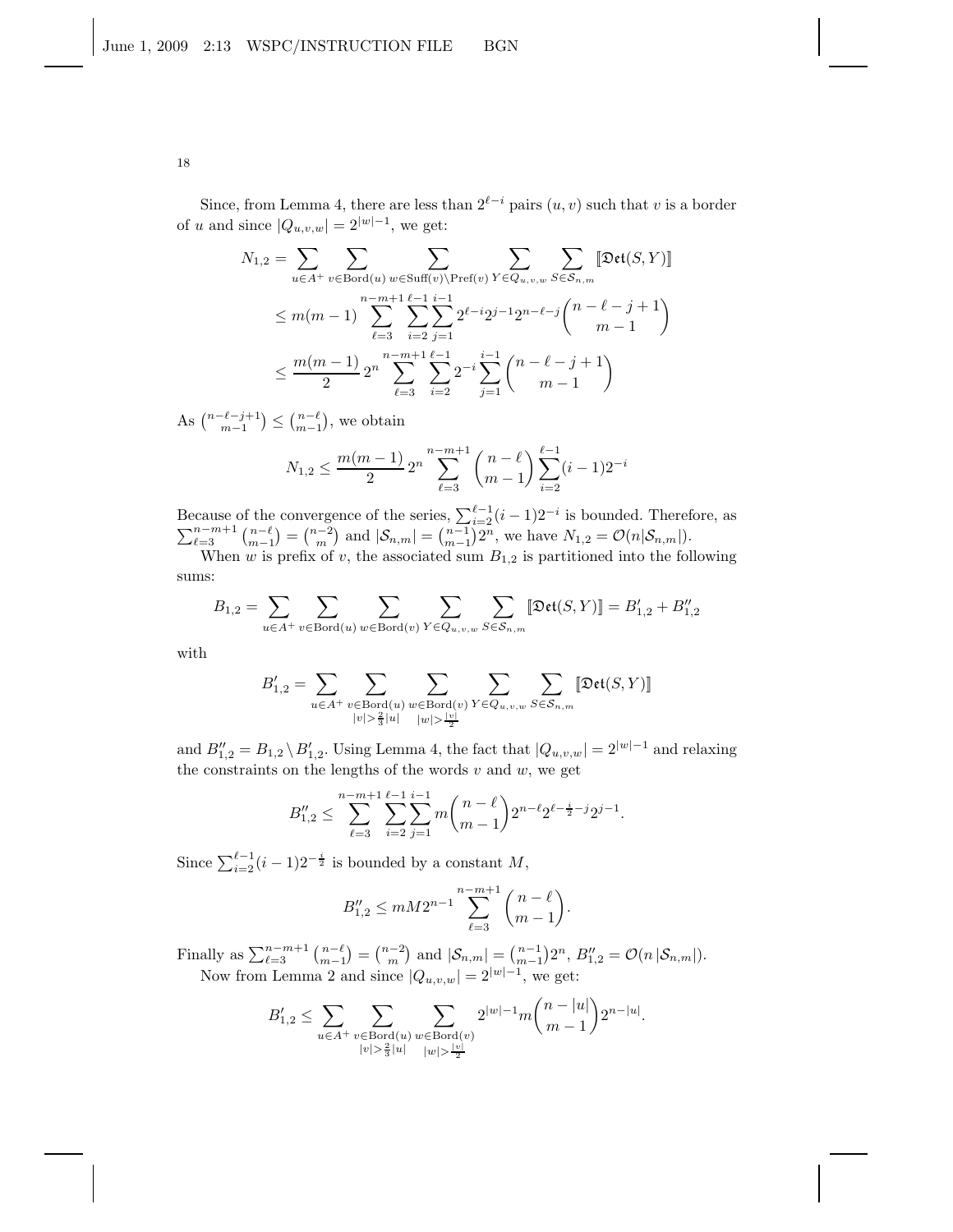Since, from Lemma 4, there are less than $2^{\ell-i}$ pairs $(u,v)$ such that $v$ is a border of $u$ and since $|Q_{u,v,w}| = 2^{|w|-1}$, we get:

$$
\begin{aligned}
N_{1,2} &= \sum_{u\in A^+} \sum_{v\in \mathrm{Bord}(u)} \sum_{w\in \mathrm{Suff}(v)\setminus\mathrm{Pref}(v)} \sum_{Y\in Q_{u,v,w}} \sum_{S\in \mathcal{S}_{n,m}} [\![\mathfrak{Det}(S,Y)]\!] \\
&\leq m(m-1) \sum_{\ell=3}^{n-m+1} \sum_{i=2}^{\ell-1} \sum_{j=1}^{i-1} 2^{\ell-i} 2^{j-1} 2^{n-\ell-j} \binom{n-\ell-j+1}{m-1} \\
&\leq \frac{m(m-1)}{2}\, 2^n \sum_{\ell=3}^{n-m+1} \sum_{i=2}^{\ell-1} 2^{-i} \sum_{j=1}^{i-1} \binom{n-\ell-j+1}{m-1}
\end{aligned}
$$

As $\binom{n-\ell-j+1}{m-1} \leq \binom{n-\ell}{m-1}$, we obtain

$$
N_{1,2} \leq \frac{m(m-1)}{2}\, 2^n \sum_{\ell=3}^{n-m+1} \binom{n-\ell}{m-1} \sum_{i=2}^{\ell-1} (i-1) 2^{-i}
$$

Because of the convergence of the series, $\sum_{i=2}^{\ell-1}(i-1)2^{-i}$ is bounded. Therefore, as $\sum_{\ell=3}^{n-m+1}\binom{n-\ell}{m-1} = \binom{n-2}{m}$ and $|\mathcal{S}_{n,m}| = \binom{n-1}{m-1}2^n$, we have $N_{1,2} = \mathcal{O}(n|\mathcal{S}_{n,m}|)$.

When $w$ is prefix of $v$, the associated sum $B_{1,2}$ is partitioned into the following sums:

$$
B_{1,2} = \sum_{u\in A^+} \sum_{v\in \mathrm{Bord}(u)} \sum_{w\in \mathrm{Bord}(v)} \sum_{Y\in Q_{u,v,w}} \sum_{S\in \mathcal{S}_{n,m}} [\![\mathfrak{Det}(S,Y)]\!] = B'_{1,2} + B''_{1,2}
$$

with

$$
B'_{1,2} = \sum_{u\in A^+} \sum_{\substack{v\in \mathrm{Bord}(u)\\ |v|>\frac{2}{3}|u|}} \sum_{\substack{w\in \mathrm{Bord}(v)\\ |w|>\frac{|v|}{2}}} \sum_{Y\in Q_{u,v,w}} \sum_{S\in \mathcal{S}_{n,m}} [\![\mathfrak{Det}(S,Y)]\!]
$$

and $B''_{1,2} = B_{1,2}\setminus B'_{1,2}$. Using Lemma 4, the fact that $|Q_{u,v,w}| = 2^{|w|-1}$ and relaxing the constraints on the lengths of the words $v$ and $w$, we get

$$
B''_{1,2} \leq \sum_{\ell=3}^{n-m+1} \sum_{i=2}^{\ell-1} \sum_{j=1}^{i-1} m \binom{n-\ell}{m-1} 2^{n-\ell} 2^{\ell-\frac{i}{2}-j} 2^{j-1}.
$$

Since $\sum_{i=2}^{\ell-1}(i-1)2^{-\frac{i}{2}}$ is bounded by a constant $M$,

$$
B''_{1,2} \leq mM2^{n-1} \sum_{\ell=3}^{n-m+1} \binom{n-\ell}{m-1}.
$$

Finally as $\sum_{\ell=3}^{n-m+1}\binom{n-\ell}{m-1} = \binom{n-2}{m}$ and $|\mathcal{S}_{n,m}| = \binom{n-1}{m-1}2^n$, $B''_{1,2} = \mathcal{O}(n\,|\mathcal{S}_{n,m}|)$.

Now from Lemma 2 and since $|Q_{u,v,w}| = 2^{|w|-1}$, we get:

$$
B'_{1,2} \leq \sum_{u\in A^+} \sum_{\substack{v\in \mathrm{Bord}(u)\\ |v|>\frac{2}{3}|u|}} \sum_{\substack{w\in \mathrm{Bord}(v)\\ |w|>\frac{|v|}{2}}} 2^{|w|-1} m \binom{n-|u|}{m-1} 2^{n-|u|}.
$$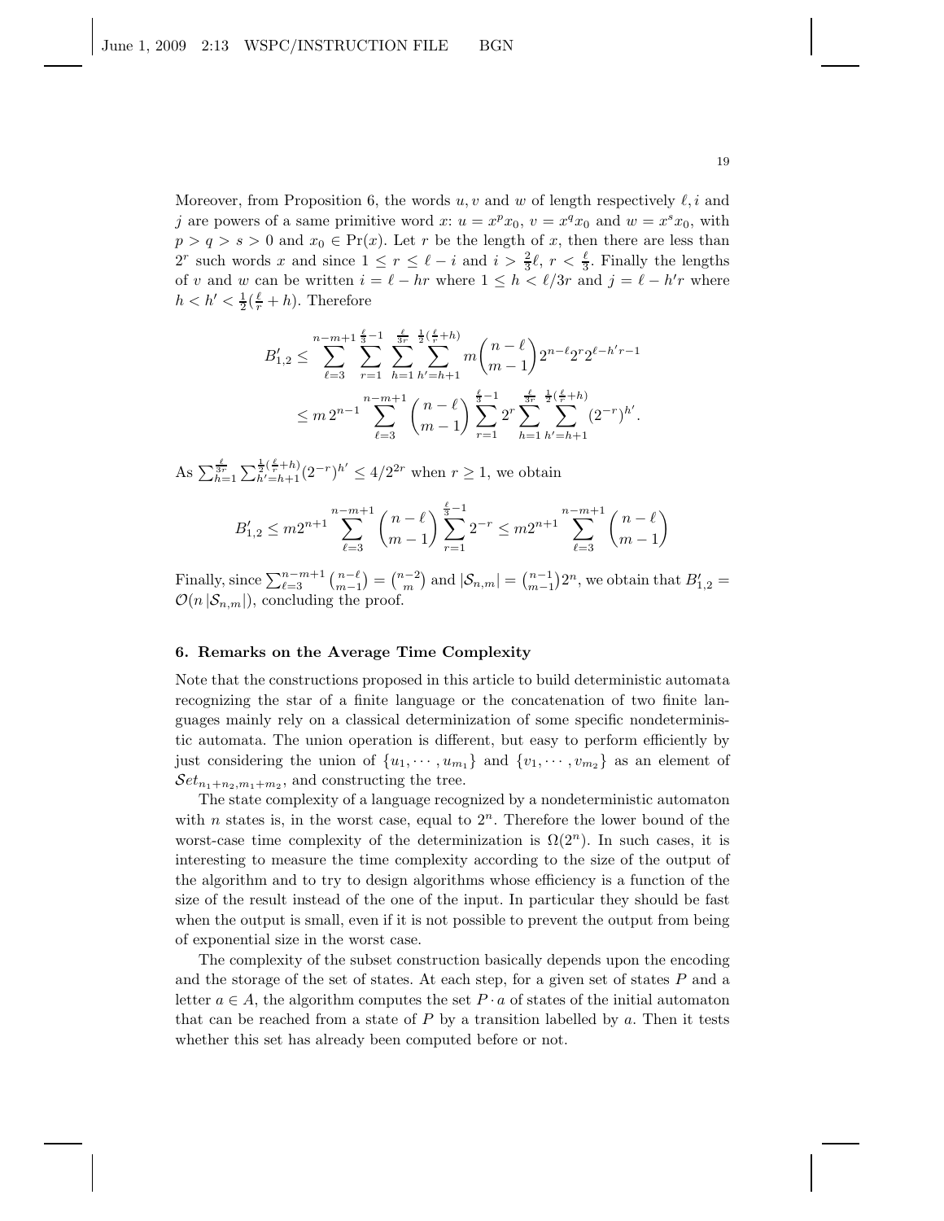Moreover, from Proposition 6, the words $u, v$ and $w$ of length respectively $\ell, i$ and $j$ are powers of a same primitive word $x$: $u = x^p x_0$, $v = x^q x_0$ and $w = x^s x_0$, with $p > q > s > 0$ and $x_0 \in \mathrm{Pr}(x)$. Let $r$ be the length of $x$, then there are less than $2^r$ such words $x$ and since $1 \leq r \leq \ell - i$ and $i > \frac{2}{3}\ell$, $r < \frac{\ell}{3}$. Finally the lengths of $v$ and $w$ can be written $i = \ell - hr$ where $1 \leq h < \ell/3r$ and $j = \ell - h'r$ where $h < h' < \frac{1}{2}(\frac{\ell}{r} + h)$. Therefore

$$
\begin{aligned}
B'_{1,2} &\leq \sum_{\ell=3}^{n-m+1} \sum_{r=1}^{\frac{\ell}{3}-1} \sum_{h=1}^{\frac{\ell}{3r}} \sum_{h'=h+1}^{\frac{1}{2}(\frac{\ell}{r}+h)} m \binom{n-\ell}{m-1} 2^{n-\ell} 2^r 2^{\ell - h'r - 1} \\
&\leq m\, 2^{n-1} \sum_{\ell=3}^{n-m+1} \binom{n-\ell}{m-1} \sum_{r=1}^{\frac{\ell}{3}-1} 2^r \sum_{h=1}^{\frac{\ell}{3r}} \sum_{h'=h+1}^{\frac{1}{2}(\frac{\ell}{r}+h)} (2^{-r})^{h'}.
\end{aligned}
$$

As $\sum_{h=1}^{\frac{\ell}{3r}} \sum_{h'=h+1}^{\frac{1}{2}(\frac{\ell}{r}+h)} (2^{-r})^{h'} \leq 4/2^{2r}$ when $r \geq 1$, we obtain

$$
B'_{1,2} \leq m 2^{n+1} \sum_{\ell=3}^{n-m+1} \binom{n-\ell}{m-1} \sum_{r=1}^{\frac{\ell}{3}-1} 2^{-r} \leq m 2^{n+1} \sum_{\ell=3}^{n-m+1} \binom{n-\ell}{m-1}
$$

Finally, since $\sum_{\ell=3}^{n-m+1} \binom{n-\ell}{m-1} = \binom{n-2}{m}$ and $|\mathcal{S}_{n,m}| = \binom{n-1}{m-1} 2^n$, we obtain that $B'_{1,2} = \mathcal{O}(n\, |\mathcal{S}_{n,m}|)$, concluding the proof.

## 6. Remarks on the Average Time Complexity

Note that the constructions proposed in this article to build deterministic automata recognizing the star of a finite language or the concatenation of two finite languages mainly rely on a classical determinization of some specific nondeterministic automata. The union operation is different, but easy to perform efficiently by just considering the union of $\{u_1, \cdots, u_{m_1}\}$ and $\{v_1, \cdots, v_{m_2}\}$ as an element of $\mathcal{S}et_{n_1+n_2, m_1+m_2}$, and constructing the tree.

The state complexity of a language recognized by a nondeterministic automaton with $n$ states is, in the worst case, equal to $2^n$. Therefore the lower bound of the worst-case time complexity of the determinization is $\Omega(2^n)$. In such cases, it is interesting to measure the time complexity according to the size of the output of the algorithm and to try to design algorithms whose efficiency is a function of the size of the result instead of the one of the input. In particular they should be fast when the output is small, even if it is not possible to prevent the output from being of exponential size in the worst case.

The complexity of the subset construction basically depends upon the encoding and the storage of the set of states. At each step, for a given set of states $P$ and a letter $a \in A$, the algorithm computes the set $P \cdot a$ of states of the initial automaton that can be reached from a state of $P$ by a transition labelled by $a$. Then it tests whether this set has already been computed before or not.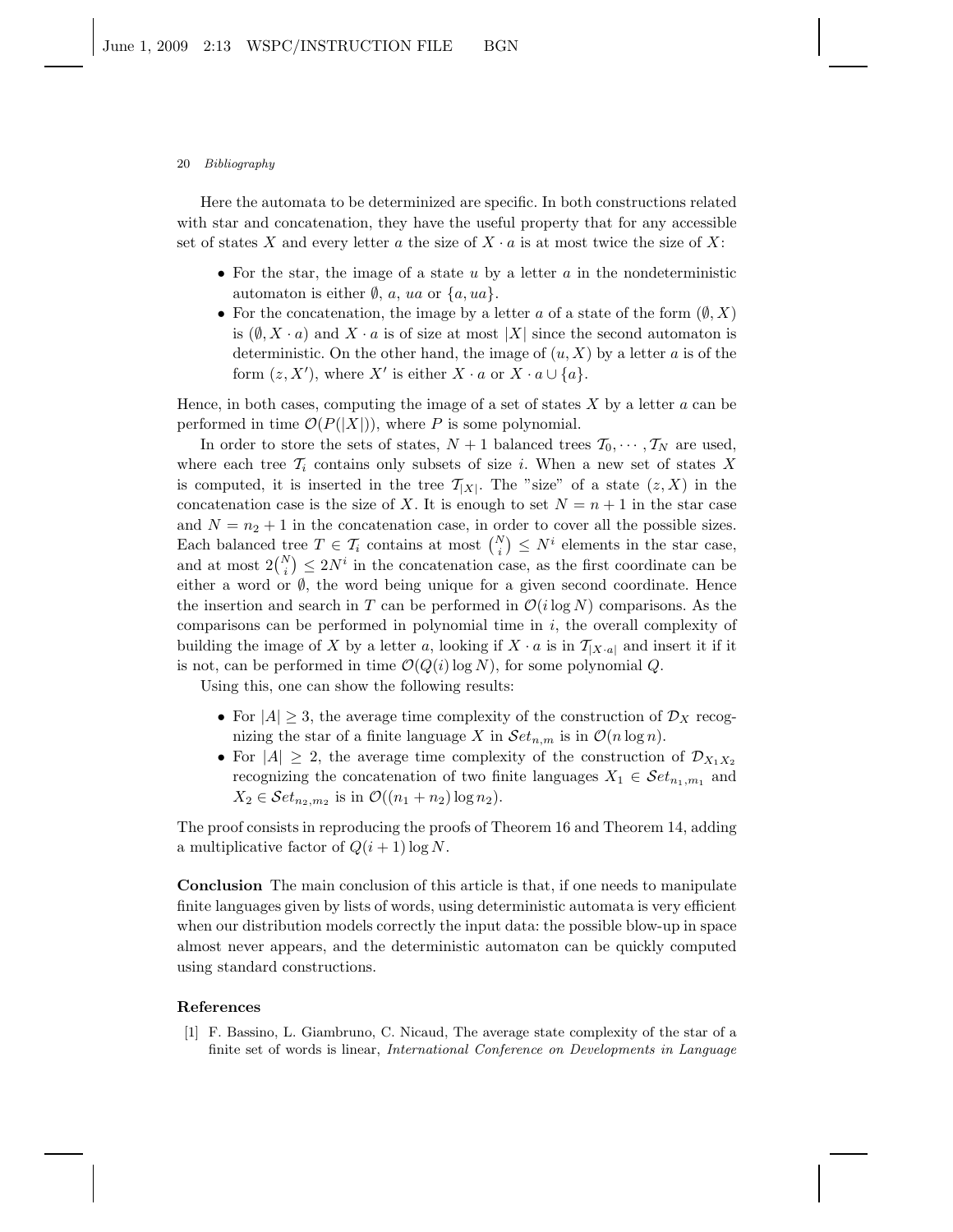Here the automata to be determinized are specific. In both constructions related with star and concatenation, they have the useful property that for any accessible set of states $X$ and every letter $a$ the size of $X \cdot a$ is at most twice the size of $X$:

- For the star, the image of a state $u$ by a letter $a$ in the nondeterministic automaton is either $\emptyset$, $a$, $ua$ or $\{a, ua\}$.
- For the concatenation, the image by a letter $a$ of a state of the form $(\emptyset, X)$ is $(\emptyset, X \cdot a)$ and $X \cdot a$ is of size at most $|X|$ since the second automaton is deterministic. On the other hand, the image of $(u, X)$ by a letter $a$ is of the form $(z, X')$, where $X'$ is either $X \cdot a$ or $X \cdot a \cup \{a\}$.

Hence, in both cases, computing the image of a set of states $X$ by a letter $a$ can be performed in time $\mathcal{O}(P(|X|))$, where $P$ is some polynomial.

In order to store the sets of states, $N+1$ balanced trees $\mathcal{T}_0, \cdots, \mathcal{T}_N$ are used, where each tree $\mathcal{T}_i$ contains only subsets of size $i$. When a new set of states $X$ is computed, it is inserted in the tree $\mathcal{T}_{|X|}$. The "size" of a state $(z, X)$ in the concatenation case is the size of $X$. It is enough to set $N = n+1$ in the star case and $N = n_2 + 1$ in the concatenation case, in order to cover all the possible sizes. Each balanced tree $T \in \mathcal{T}_i$ contains at most $\binom{N}{i} \leq N^i$ elements in the star case, and at most $2\binom{N}{i} \leq 2N^i$ in the concatenation case, as the first coordinate can be either a word or $\emptyset$, the word being unique for a given second coordinate. Hence the insertion and search in $T$ can be performed in $\mathcal{O}(i \log N)$ comparisons. As the comparisons can be performed in polynomial time in $i$, the overall complexity of building the image of $X$ by a letter $a$, looking if $X \cdot a$ is in $\mathcal{T}_{|X \cdot a|}$ and insert it if it is not, can be performed in time $\mathcal{O}(Q(i) \log N)$, for some polynomial $Q$.

Using this, one can show the following results:

- For $|A| \geq 3$, the average time complexity of the construction of $\mathcal{D}_X$ recognizing the star of a finite language $X$ in $\mathcal{S}et_{n,m}$ is in $\mathcal{O}(n \log n)$.
- For $|A| \geq 2$, the average time complexity of the construction of $\mathcal{D}_{X_1 X_2}$ recognizing the concatenation of two finite languages $X_1 \in \mathcal{S}et_{n_1,m_1}$ and $X_2 \in \mathcal{S}et_{n_2,m_2}$ is in $\mathcal{O}((n_1 + n_2) \log n_2)$.

The proof consists in reproducing the proofs of Theorem 16 and Theorem 14, adding a multiplicative factor of $Q(i+1) \log N$.

**Conclusion** The main conclusion of this article is that, if one needs to manipulate finite languages given by lists of words, using deterministic automata is very efficient when our distribution models correctly the input data: the possible blow-up in space almost never appears, and the deterministic automaton can be quickly computed using standard constructions.

## References

[1] F. Bassino, L. Giambruno, C. Nicaud, The average state complexity of the star of a finite set of words is linear, *International Conference on Developments in Language*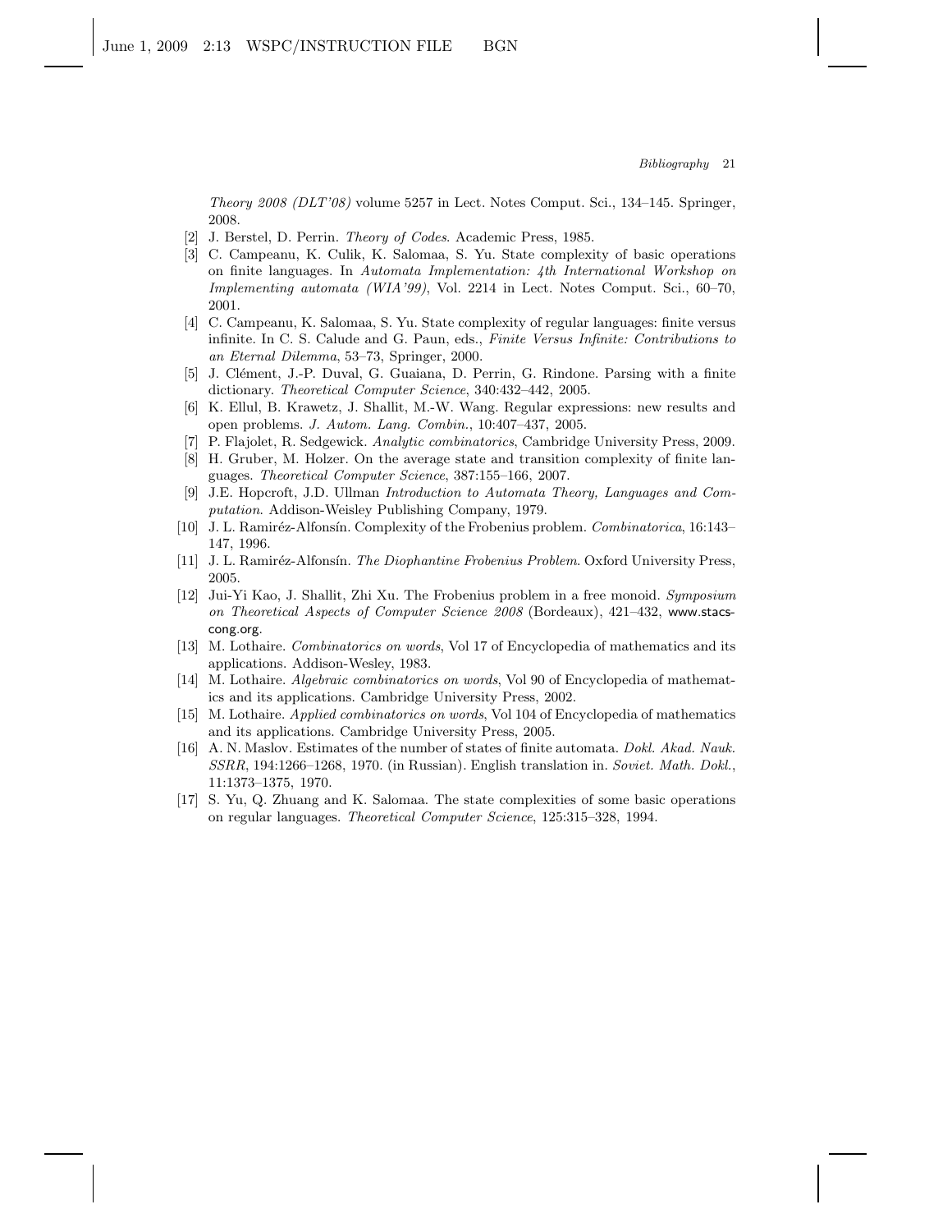*Theory 2008 (DLT'08)* volume 5257 in Lect. Notes Comput. Sci., 134–145. Springer, 2008.

[2] J. Berstel, D. Perrin. *Theory of Codes*. Academic Press, 1985.

[3] C. Campeanu, K. Culik, K. Salomaa, S. Yu. State complexity of basic operations on finite languages. In *Automata Implementation: 4th International Workshop on Implementing automata (WIA'99)*, Vol. 2214 in Lect. Notes Comput. Sci., 60–70, 2001.

[4] C. Campeanu, K. Salomaa, S. Yu. State complexity of regular languages: finite versus infinite. In C. S. Calude and G. Paun, eds., *Finite Versus Infinite: Contributions to an Eternal Dilemma*, 53–73, Springer, 2000.

[5] J. Clément, J.-P. Duval, G. Guaiana, D. Perrin, G. Rindone. Parsing with a finite dictionary. *Theoretical Computer Science*, 340:432–442, 2005.

[6] K. Ellul, B. Krawetz, J. Shallit, M.-W. Wang. Regular expressions: new results and open problems. *J. Autom. Lang. Combin.*, 10:407–437, 2005.

[7] P. Flajolet, R. Sedgewick. *Analytic combinatorics*, Cambridge University Press, 2009.

[8] H. Gruber, M. Holzer. On the average state and transition complexity of finite languages. *Theoretical Computer Science*, 387:155–166, 2007.

[9] J.E. Hopcroft, J.D. Ullman *Introduction to Automata Theory, Languages and Computation*. Addison-Weisley Publishing Company, 1979.

[10] J. L. Ramiréz-Alfonsín. Complexity of the Frobenius problem. *Combinatorica*, 16:143–147, 1996.

[11] J. L. Ramiréz-Alfonsín. *The Diophantine Frobenius Problem*. Oxford University Press, 2005.

[12] Jui-Yi Kao, J. Shallit, Zhi Xu. The Frobenius problem in a free monoid. *Symposium on Theoretical Aspects of Computer Science 2008* (Bordeaux), 421–432, www.stacs-cong.org.

[13] M. Lothaire. *Combinatorics on words*, Vol 17 of Encyclopedia of mathematics and its applications. Addison-Wesley, 1983.

[14] M. Lothaire. *Algebraic combinatorics on words*, Vol 90 of Encyclopedia of mathematics and its applications. Cambridge University Press, 2002.

[15] M. Lothaire. *Applied combinatorics on words*, Vol 104 of Encyclopedia of mathematics and its applications. Cambridge University Press, 2005.

[16] A. N. Maslov. Estimates of the number of states of finite automata. *Dokl. Akad. Nauk. SSRR*, 194:1266–1268, 1970. (in Russian). English translation in. *Soviet. Math. Dokl.*, 11:1373–1375, 1970.

[17] S. Yu, Q. Zhuang and K. Salomaa. The state complexities of some basic operations on regular languages. *Theoretical Computer Science*, 125:315–328, 1994.